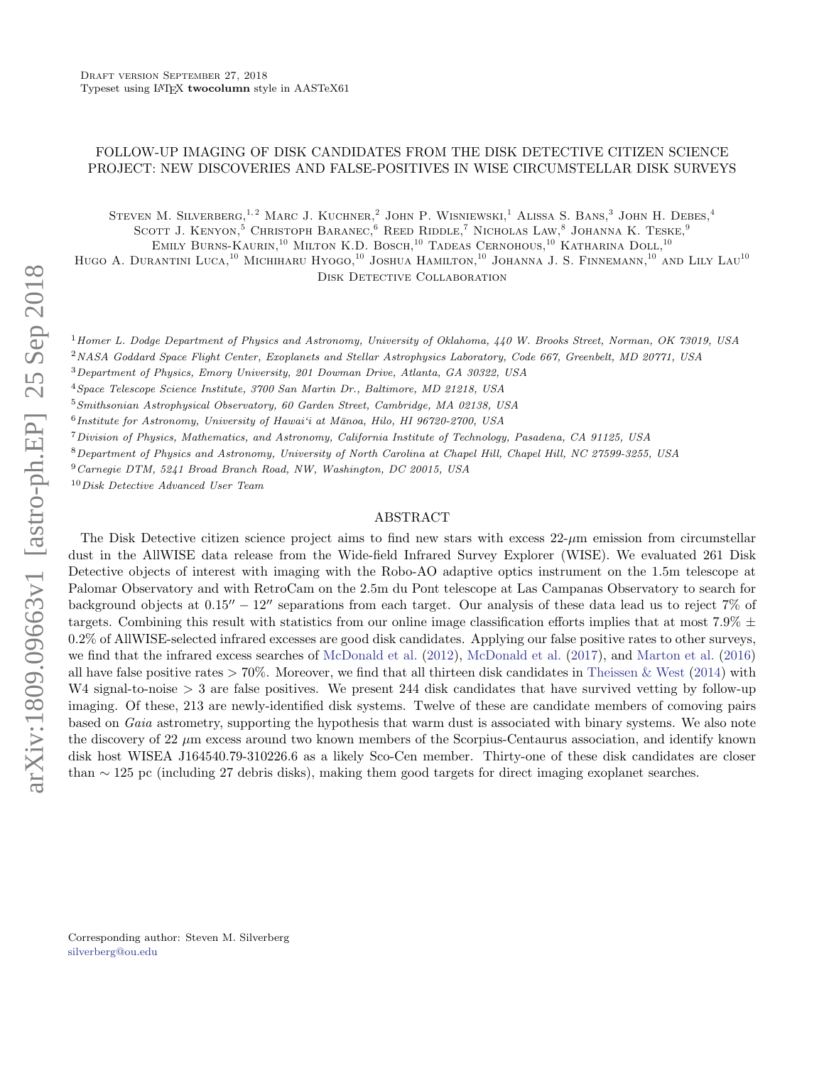Draft version September 27, 2018

Typeset using LaTeX **twocolumn** style in AASTeX61

# FOLLOW-UP IMAGING OF DISK CANDIDATES FROM THE DISK DETECTIVE CITIZEN SCIENCE PROJECT: NEW DISCOVERIES AND FALSE-POSITIVES IN WISE CIRCUMSTELLAR DISK SURVEYS

Steven M. Silverberg,[1,2] Marc J. Kuchner,[2] John P. Wisniewski,[1] Alissa S. Bans,[3] John H. Debes,[4] Scott J. Kenyon,[5] Christoph Baranec,[6] Reed Riddle,[7] Nicholas Law,[8] Johanna K. Teske,[9] Emily Burns-Kaurin,[10] Milton K.D. Bosch,[10] Tadeas Cernohous,[10] Katharina Doll,[10] Hugo A. Durantini Luca,[10] Michiharu Hyogo,[10] Joshua Hamilton,[10] Johanna J. S. Finnemann,[10] and Lily Lau[10]

Disk Detective Collaboration

[1] Homer L. Dodge Department of Physics and Astronomy, University of Oklahoma, 440 W. Brooks Street, Norman, OK 73019, USA

[2] NASA Goddard Space Flight Center, Exoplanets and Stellar Astrophysics Laboratory, Code 667, Greenbelt, MD 20771, USA

[3] Department of Physics, Emory University, 201 Dowman Drive, Atlanta, GA 30322, USA

[4] Space Telescope Science Institute, 3700 San Martin Dr., Baltimore, MD 21218, USA

[5] Smithsonian Astrophysical Observatory, 60 Garden Street, Cambridge, MA 02138, USA

[6] Institute for Astronomy, University of Hawai'i at Mānoa, Hilo, HI 96720-2700, USA

[7] Division of Physics, Mathematics, and Astronomy, California Institute of Technology, Pasadena, CA 91125, USA

[8] Department of Physics and Astronomy, University of North Carolina at Chapel Hill, Chapel Hill, NC 27599-3255, USA

[9] Carnegie DTM, 5241 Broad Branch Road, NW, Washington, DC 20015, USA

[10] Disk Detective Advanced User Team

## ABSTRACT

The Disk Detective citizen science project aims to find new stars with excess 22-$\mu$m emission from circumstellar dust in the AllWISE data release from the Wide-field Infrared Survey Explorer (WISE). We evaluated 261 Disk Detective objects of interest with imaging with the Robo-AO adaptive optics instrument on the 1.5m telescope at Palomar Observatory and with RetroCam on the 2.5m du Pont telescope at Las Campanas Observatory to search for background objects at $0.15'' - 12''$ separations from each target. Our analysis of these data lead us to reject 7% of targets. Combining this result with statistics from our online image classification efforts implies that at most 7.9% $\pm$ 0.2% of AllWISE-selected infrared excesses are good disk candidates. Applying our false positive rates to other surveys, we find that the infrared excess searches of McDonald et al. (2012), McDonald et al. (2017), and Marton et al. (2016) all have false positive rates $> 70\%$. Moreover, we find that all thirteen disk candidates in Theissen & West (2014) with W4 signal-to-noise $> 3$ are false positives. We present 244 disk candidates that have survived vetting by follow-up imaging. Of these, 213 are newly-identified disk systems. Twelve of these are candidate members of comoving pairs based on *Gaia* astrometry, supporting the hypothesis that warm dust is associated with binary systems. We also note the discovery of 22 $\mu$m excess around two known members of the Scorpius-Centaurus association, and identify known disk host WISEA J164540.79-310226.6 as a likely Sco-Cen member. Thirty-one of these disk candidates are closer than $\sim$ 125 pc (including 27 debris disks), making them good targets for direct imaging exoplanet searches.

Corresponding author: Steven M. Silverberg

silverberg@ou.edu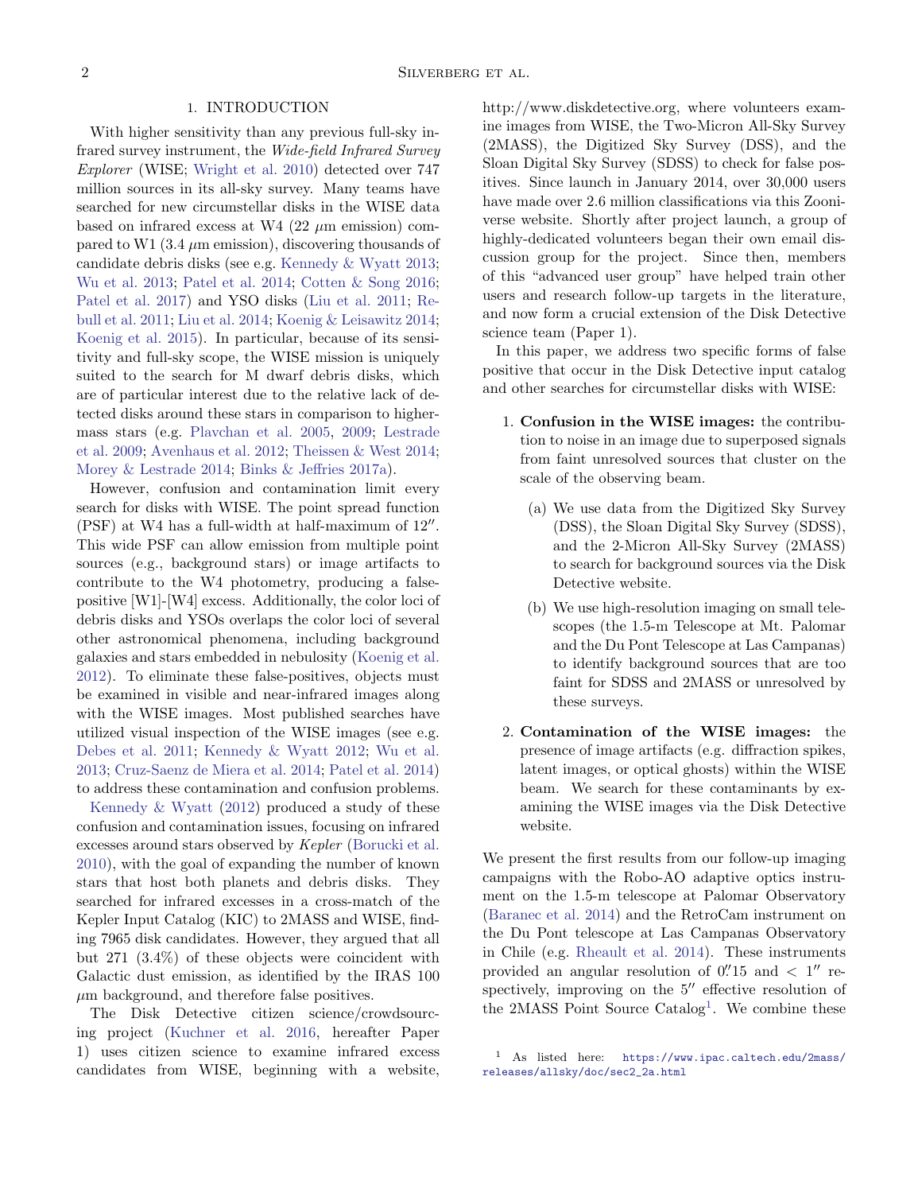## 1. INTRODUCTION

With higher sensitivity than any previous full-sky infrared survey instrument, the *Wide-field Infrared Survey Explorer* (WISE; Wright et al. 2010) detected over 747 million sources in its all-sky survey. Many teams have searched for new circumstellar disks in the WISE data based on infrared excess at W4 (22 $\mu$m emission) compared to W1 (3.4 $\mu$m emission), discovering thousands of candidate debris disks (see e.g. Kennedy & Wyatt 2013; Wu et al. 2013; Patel et al. 2014; Cotten & Song 2016; Patel et al. 2017) and YSO disks (Liu et al. 2011; Rebull et al. 2011; Liu et al. 2014; Koenig & Leisawitz 2014; Koenig et al. 2015). In particular, because of its sensitivity and full-sky scope, the WISE mission is uniquely suited to the search for M dwarf debris disks, which are of particular interest due to the relative lack of detected disks around these stars in comparison to higher-mass stars (e.g. Plavchan et al. 2005, 2009; Lestrade et al. 2009; Avenhaus et al. 2012; Theissen & West 2014; Morey & Lestrade 2014; Binks & Jeffries 2017a).

However, confusion and contamination limit every search for disks with WISE. The point spread function (PSF) at W4 has a full-width at half-maximum of 12″. This wide PSF can allow emission from multiple point sources (e.g., background stars) or image artifacts to contribute to the W4 photometry, producing a false-positive [W1]-[W4] excess. Additionally, the color loci of debris disks and YSOs overlaps the color loci of several other astronomical phenomena, including background galaxies and stars embedded in nebulosity (Koenig et al. 2012). To eliminate these false-positives, objects must be examined in visible and near-infrared images along with the WISE images. Most published searches have utilized visual inspection of the WISE images (see e.g. Debes et al. 2011; Kennedy & Wyatt 2012; Wu et al. 2013; Cruz-Saenz de Miera et al. 2014; Patel et al. 2014) to address these contamination and confusion problems.

Kennedy & Wyatt (2012) produced a study of these confusion and contamination issues, focusing on infrared excesses around stars observed by *Kepler* (Borucki et al. 2010), with the goal of expanding the number of known stars that host both planets and debris disks. They searched for infrared excesses in a cross-match of the Kepler Input Catalog (KIC) to 2MASS and WISE, finding 7965 disk candidates. However, they argued that all but 271 (3.4%) of these objects were coincident with Galactic dust emission, as identified by the IRAS 100 $\mu$m background, and therefore false positives.

The Disk Detective citizen science/crowdsourcing project (Kuchner et al. 2016, hereafter Paper 1) uses citizen science to examine infrared excess candidates from WISE, beginning with a website, http://www.diskdetective.org, where volunteers examine images from WISE, the Two-Micron All-Sky Survey (2MASS), the Digitized Sky Survey (DSS), and the Sloan Digital Sky Survey (SDSS) to check for false positives. Since launch in January 2014, over 30,000 users have made over 2.6 million classifications via this Zooniverse website. Shortly after project launch, a group of highly-dedicated volunteers began their own email discussion group for the project. Since then, members of this "advanced user group" have helped train other users and research follow-up targets in the literature, and now form a crucial extension of the Disk Detective science team (Paper 1).

In this paper, we address two specific forms of false positive that occur in the Disk Detective input catalog and other searches for circumstellar disks with WISE:

1. **Confusion in the WISE images:** the contribution to noise in an image due to superposed signals from faint unresolved sources that cluster on the scale of the observing beam.
    (a) We use data from the Digitized Sky Survey (DSS), the Sloan Digital Sky Survey (SDSS), and the 2-Micron All-Sky Survey (2MASS) to search for background sources via the Disk Detective website.
    (b) We use high-resolution imaging on small telescopes (the 1.5-m Telescope at Mt. Palomar and the Du Pont Telescope at Las Campanas) to identify background sources that are too faint for SDSS and 2MASS or unresolved by these surveys.
2. **Contamination of the WISE images:** the presence of image artifacts (e.g. diffraction spikes, latent images, or optical ghosts) within the WISE beam. We search for these contaminants by examining the WISE images via the Disk Detective website.

We present the first results from our follow-up imaging campaigns with the Robo-AO adaptive optics instrument on the 1.5-m telescope at Palomar Observatory (Baranec et al. 2014) and the RetroCam instrument on the Du Pont telescope at Las Campanas Observatory in Chile (e.g. Rheault et al. 2014). These instruments provided an angular resolution of 0.″15 and < 1″ respectively, improving on the 5″ effective resolution of the 2MASS Point Source Catalog[1]. We combine these

[1] As listed here: https://www.ipac.caltech.edu/2mass/releases/allsky/doc/sec2_2a.html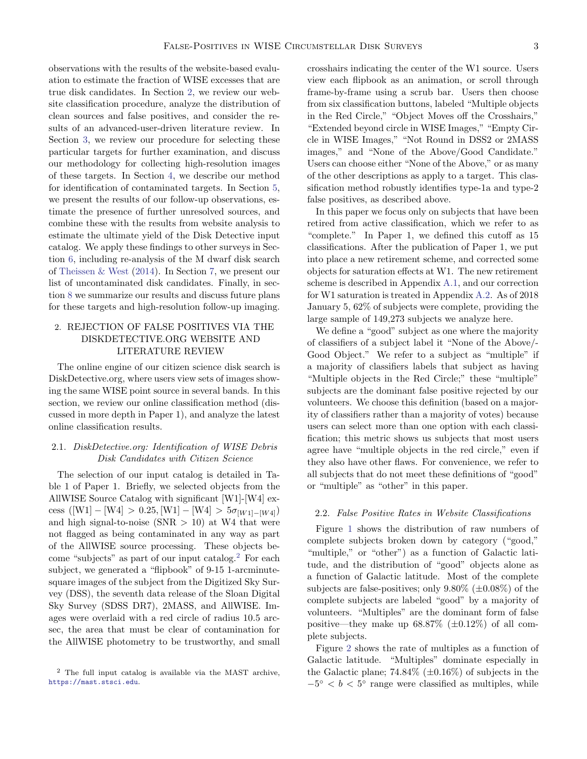observations with the results of the website-based evaluation to estimate the fraction of WISE excesses that are true disk candidates. In Section 2, we review our website classification procedure, analyze the distribution of clean sources and false positives, and consider the results of an advanced-user-driven literature review. In Section 3, we review our procedure for selecting these particular targets for further examination, and discuss our methodology for collecting high-resolution images of these targets. In Section 4, we describe our method for identification of contaminated targets. In Section 5, we present the results of our follow-up observations, estimate the presence of further unresolved sources, and combine these with the results from website analysis to estimate the ultimate yield of the Disk Detective input catalog. We apply these findings to other surveys in Section 6, including re-analysis of the M dwarf disk search of Theissen & West (2014). In Section 7, we present our list of uncontaminated disk candidates. Finally, in section 8 we summarize our results and discuss future plans for these targets and high-resolution follow-up imaging.

## 2. REJECTION OF FALSE POSITIVES VIA THE DISKDETECTIVE.ORG WEBSITE AND LITERATURE REVIEW

The online engine of our citizen science disk search is DiskDetective.org, where users view sets of images showing the same WISE point source in several bands. In this section, we review our online classification method (discussed in more depth in Paper 1), and analyze the latest online classification results.

### 2.1. *DiskDetective.org: Identification of WISE Debris Disk Candidates with Citizen Science*

The selection of our input catalog is detailed in Table 1 of Paper 1. Briefly, we selected objects from the AllWISE Source Catalog with significant [W1]-[W4] excess ($[W1] - [W4] > 0.25, [W1] - [W4] > 5\sigma_{[W1]-[W4]}$) and high signal-to-noise (SNR $> 10$) at W4 that were not flagged as being contaminated in any way as part of the AllWISE source processing. These objects become "subjects" as part of our input catalog.[2] For each subject, we generated a "flipbook" of 9-15 1-arcminute-square images of the subject from the Digitized Sky Survey (DSS), the seventh data release of the Sloan Digital Sky Survey (SDSS DR7), 2MASS, and AllWISE. Images were overlaid with a red circle of radius 10.5 arcsec, the area that must be clear of contamination for the AllWISE photometry to be trustworthy, and small crosshairs indicating the center of the W1 source. Users view each flipbook as an animation, or scroll through frame-by-frame using a scrub bar. Users then choose from six classification buttons, labeled "Multiple objects in the Red Circle," "Object Moves off the Crosshairs," "Extended beyond circle in WISE Images," "Empty Circle in WISE Images," "Not Round in DSS2 or 2MASS images," and "None of the Above/Good Candidate." Users can choose either "None of the Above," or as many of the other descriptions as apply to a target. This classification method robustly identifies type-1a and type-2 false positives, as described above.

In this paper we focus only on subjects that have been retired from active classification, which we refer to as "complete." In Paper 1, we defined this cutoff as 15 classifications. After the publication of Paper 1, we put into place a new retirement scheme, and corrected some objects for saturation effects at W1. The new retirement scheme is described in Appendix A.1, and our correction for W1 saturation is treated in Appendix A.2. As of 2018 January 5, 62% of subjects were complete, providing the large sample of 149,273 subjects we analyze here.

We define a "good" subject as one where the majority of classifiers of a subject label it "None of the Above/-Good Object." We refer to a subject as "multiple" if a majority of classifiers labels that subject as having "Multiple objects in the Red Circle;" these "multiple" subjects are the dominant false positive rejected by our volunteers. We choose this definition (based on a majority of classifiers rather than a majority of votes) because users can select more than one option with each classification; this metric shows us subjects that most users agree have "multiple objects in the red circle," even if they also have other flaws. For convenience, we refer to all subjects that do not meet these definitions of "good" or "multiple" as "other" in this paper.

### 2.2. *False Positive Rates in Website Classifications*

Figure 1 shows the distribution of raw numbers of complete subjects broken down by category ("good," "multiple," or "other") as a function of Galactic latitude, and the distribution of "good" objects alone as a function of Galactic latitude. Most of the complete subjects are false-positives; only 9.80% ($\pm$0.08%) of the complete subjects are labeled "good" by a majority of volunteers. "Multiples" are the dominant form of false positive—they make up 68.87% ($\pm$0.12%) of all complete subjects.

Figure 2 shows the rate of multiples as a function of Galactic latitude. "Multiples" dominate especially in the Galactic plane; 74.84% ($\pm$0.16%) of subjects in the $-5^\circ < b < 5^\circ$ range were classified as multiples, while

[2] The full input catalog is available via the MAST archive, https://mast.stsci.edu.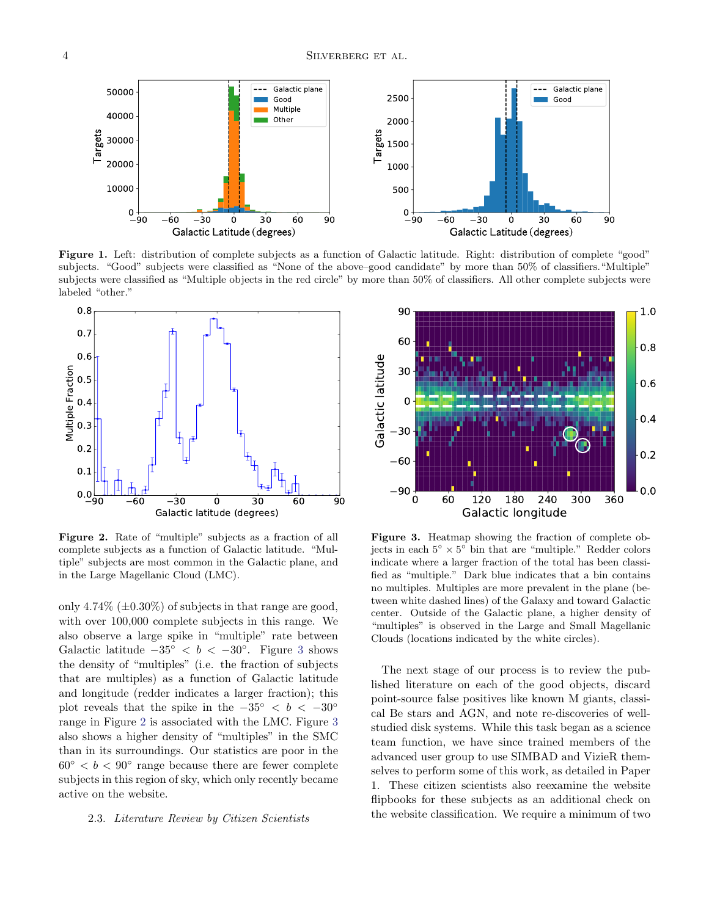**Figure 1.** Left: distribution of complete subjects as a function of Galactic latitude. Right: distribution of complete "good" subjects. "Good" subjects were classified as "None of the above–good candidate" by more than 50% of classifiers. "Multiple" subjects were classified as "Multiple objects in the red circle" by more than 50% of classifiers. All other complete subjects were labeled "other."

**Figure 2.** Rate of "multiple" subjects as a fraction of all complete subjects as a function of Galactic latitude. "Multiple" subjects are most common in the Galactic plane, and in the Large Magellanic Cloud (LMC).

**Figure 3.** Heatmap showing the fraction of complete objects in each $5^\circ \times 5^\circ$ bin that are "multiple." Redder colors indicate where a larger fraction of the total has been classified as "multiple." Dark blue indicates that a bin contains no multiples. Multiples are more prevalent in the plane (between white dashed lines) of the Galaxy and toward Galactic center. Outside of the Galactic plane, a higher density of "multiples" is observed in the Large and Small Magellanic Clouds (locations indicated by the white circles).

only 4.74% (±0.30%) of subjects in that range are good, with over 100,000 complete subjects in this range. We also observe a large spike in "multiple" rate between Galactic latitude $-35^\circ < b < -30^\circ$. Figure 3 shows the density of "multiples" (i.e. the fraction of subjects that are multiples) as a function of Galactic latitude and longitude (redder indicates a larger fraction); this plot reveals that the spike in the $-35^\circ < b < -30^\circ$ range in Figure 2 is associated with the LMC. Figure 3 also shows a higher density of "multiples" in the SMC than in its surroundings. Our statistics are poor in the $60^\circ < b < 90^\circ$ range because there are fewer complete subjects in this region of sky, which only recently became active on the website.

### 2.3. *Literature Review by Citizen Scientists*

The next stage of our process is to review the published literature on each of the good objects, discard point-source false positives like known M giants, classical Be stars and AGN, and note re-discoveries of well-studied disk systems. While this task began as a science team function, we have since trained members of the advanced user group to use SIMBAD and VizieR themselves to perform some of this work, as detailed in Paper 1. These citizen scientists also reexamine the website flipbooks for these subjects as an additional check on the website classification. We require a minimum of two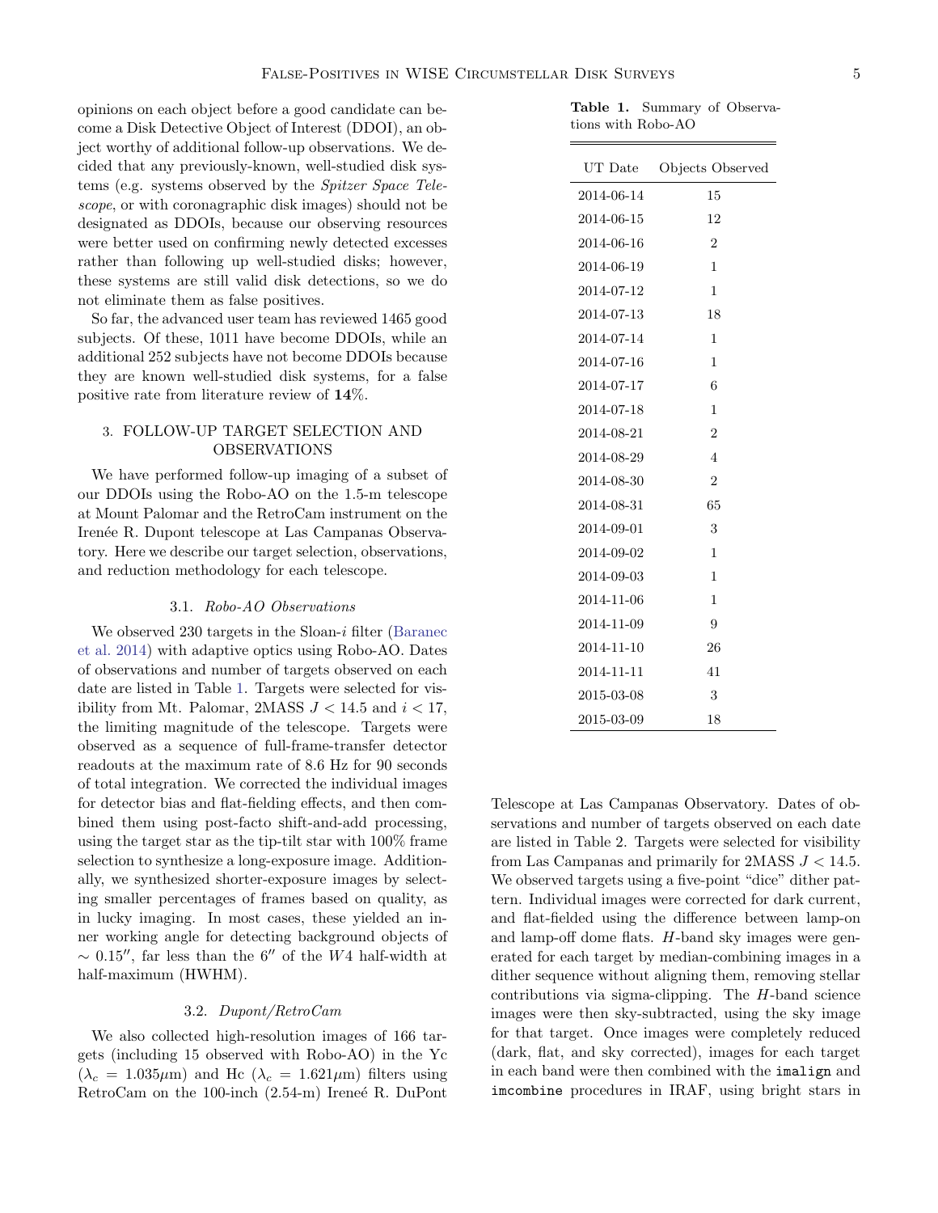opinions on each object before a good candidate can become a Disk Detective Object of Interest (DDOI), an object worthy of additional follow-up observations. We decided that any previously-known, well-studied disk systems (e.g. systems observed by the *Spitzer Space Telescope*, or with coronagraphic disk images) should not be designated as DDOIs, because our observing resources were better used on confirming newly detected excesses rather than following up well-studied disks; however, these systems are still valid disk detections, so we do not eliminate them as false positives.

So far, the advanced user team has reviewed 1465 good subjects. Of these, 1011 have become DDOIs, while an additional 252 subjects have not become DDOIs because they are known well-studied disk systems, for a false positive rate from literature review of **14**%.

## 3. FOLLOW-UP TARGET SELECTION AND OBSERVATIONS

We have performed follow-up imaging of a subset of our DDOIs using the Robo-AO on the 1.5-m telescope at Mount Palomar and the RetroCam instrument on the Irenée R. Dupont telescope at Las Campanas Observatory. Here we describe our target selection, observations, and reduction methodology for each telescope.

### 3.1. *Robo-AO Observations*

We observed 230 targets in the Sloan-$i$ filter (Baranec et al. 2014) with adaptive optics using Robo-AO. Dates of observations and number of targets observed on each date are listed in Table 1. Targets were selected for visibility from Mt. Palomar, 2MASS $J < 14.5$ and $i < 17$, the limiting magnitude of the telescope. Targets were observed as a sequence of full-frame-transfer detector readouts at the maximum rate of 8.6 Hz for 90 seconds of total integration. We corrected the individual images for detector bias and flat-fielding effects, and then combined them using post-facto shift-and-add processing, using the target star as the tip-tilt star with 100% frame selection to synthesize a long-exposure image. Additionally, we synthesized shorter-exposure images by selecting smaller percentages of frames based on quality, as in lucky imaging. In most cases, these yielded an inner working angle for detecting background objects of $\sim 0.15''$, far less than the $6''$ of the $W4$ half-width at half-maximum (HWHM).

**Table 1.** Summary of Observations with Robo-AO

| UT Date | Objects Observed |
|---|---|
| 2014-06-14 | 15 |
| 2014-06-15 | 12 |
| 2014-06-16 | 2 |
| 2014-06-19 | 1 |
| 2014-07-12 | 1 |
| 2014-07-13 | 18 |
| 2014-07-14 | 1 |
| 2014-07-16 | 1 |
| 2014-07-17 | 6 |
| 2014-07-18 | 1 |
| 2014-08-21 | 2 |
| 2014-08-29 | 4 |
| 2014-08-30 | 2 |
| 2014-08-31 | 65 |
| 2014-09-01 | 3 |
| 2014-09-02 | 1 |
| 2014-09-03 | 1 |
| 2014-11-06 | 1 |
| 2014-11-09 | 9 |
| 2014-11-10 | 26 |
| 2014-11-11 | 41 |
| 2015-03-08 | 3 |
| 2015-03-09 | 18 |

### 3.2. *Dupont/RetroCam*

We also collected high-resolution images of 166 targets (including 15 observed with Robo-AO) in the Yc ($\lambda_c = 1.035\mu$m) and Hc ($\lambda_c = 1.621\mu$m) filters using RetroCam on the 100-inch (2.54-m) Ireneé R. DuPont Telescope at Las Campanas Observatory. Dates of observations and number of targets observed on each date are listed in Table 2. Targets were selected for visibility from Las Campanas and primarily for 2MASS $J < 14.5$. We observed targets using a five-point "dice" dither pattern. Individual images were corrected for dark current, and flat-fielded using the difference between lamp-on and lamp-off dome flats. $H$-band sky images were generated for each target by median-combining images in a dither sequence without aligning them, removing stellar contributions via sigma-clipping. The $H$-band science images were then sky-subtracted, using the sky image for that target. Once images were completely reduced (dark, flat, and sky corrected), images for each target in each band were then combined with the `imalign` and `imcombine` procedures in IRAF, using bright stars in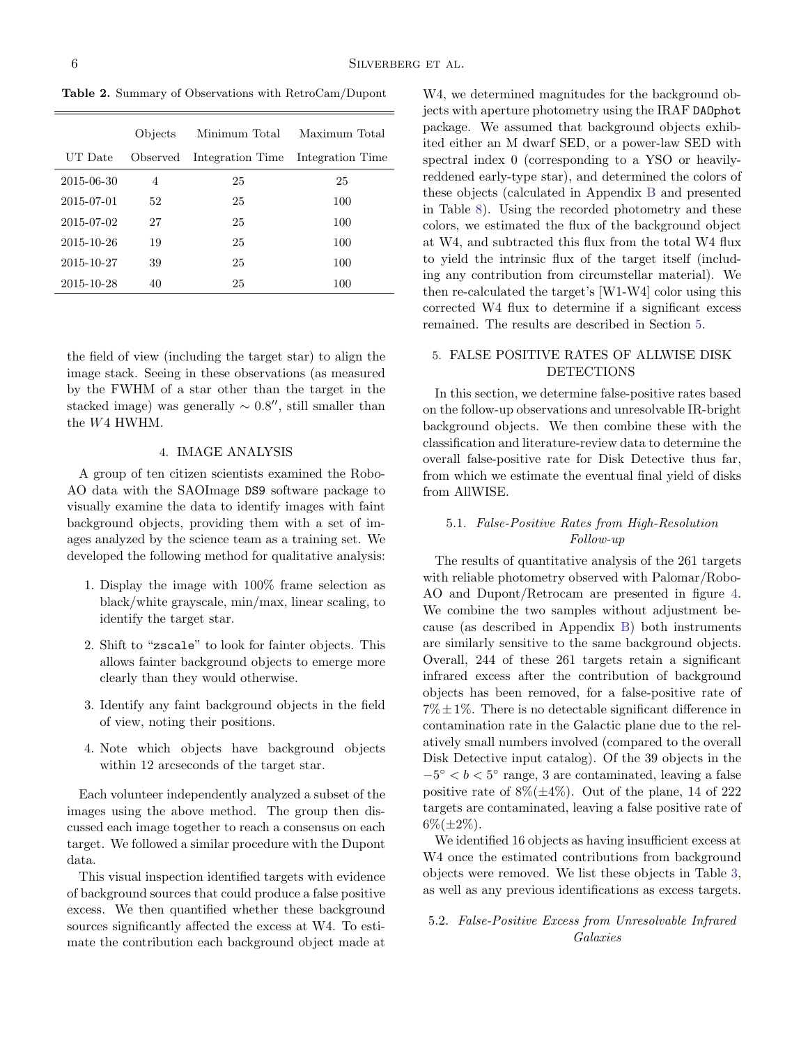**Table 2.** Summary of Observations with RetroCam/Dupont

| UT Date | Objects Observed | Minimum Total Integration Time | Maximum Total Integration Time |
|---|---|---|---|
| 2015-06-30 | 4 | 25 | 25 |
| 2015-07-01 | 52 | 25 | 100 |
| 2015-07-02 | 27 | 25 | 100 |
| 2015-10-26 | 19 | 25 | 100 |
| 2015-10-27 | 39 | 25 | 100 |
| 2015-10-28 | 40 | 25 | 100 |

the field of view (including the target star) to align the image stack. Seeing in these observations (as measured by the FWHM of a star other than the target in the stacked image) was generally $\sim 0.8''$, still smaller than the $W4$ HWHM.

## 4. IMAGE ANALYSIS

A group of ten citizen scientists examined the Robo-AO data with the SAOImage `DS9` software package to visually examine the data to identify images with faint background objects, providing them with a set of images analyzed by the science team as a training set. We developed the following method for qualitative analysis:

1. Display the image with 100% frame selection as black/white grayscale, min/max, linear scaling, to identify the target star.
2. Shift to "`zscale`" to look for fainter objects. This allows fainter background objects to emerge more clearly than they would otherwise.
3. Identify any faint background objects in the field of view, noting their positions.
4. Note which objects have background objects within 12 arcseconds of the target star.

Each volunteer independently analyzed a subset of the images using the above method. The group then discussed each image together to reach a consensus on each target. We followed a similar procedure with the Dupont data.

This visual inspection identified targets with evidence of background sources that could produce a false positive excess. We then quantified whether these background sources significantly affected the excess at W4. To estimate the contribution each background object made at W4, we determined magnitudes for the background objects with aperture photometry using the IRAF `DAOphot` package. We assumed that background objects exhibited either an M dwarf SED, or a power-law SED with spectral index 0 (corresponding to a YSO or heavily-reddened early-type star), and determined the colors of these objects (calculated in Appendix B and presented in Table 8). Using the recorded photometry and these colors, we estimated the flux of the background object at W4, and subtracted this flux from the total W4 flux to yield the intrinsic flux of the target itself (including any contribution from circumstellar material). We then re-calculated the target's [W1-W4] color using this corrected W4 flux to determine if a significant excess remained. The results are described in Section 5.

## 5. FALSE POSITIVE RATES OF ALLWISE DISK DETECTIONS

In this section, we determine false-positive rates based on the follow-up observations and unresolvable IR-bright background objects. We then combine these with the classification and literature-review data to determine the overall false-positive rate for Disk Detective thus far, from which we estimate the eventual final yield of disks from AllWISE.

### 5.1. *False-Positive Rates from High-Resolution Follow-up*

The results of quantitative analysis of the 261 targets with reliable photometry observed with Palomar/Robo-AO and Dupont/Retrocam are presented in figure 4. We combine the two samples without adjustment because (as described in Appendix B) both instruments are similarly sensitive to the same background objects. Overall, 244 of these 261 targets retain a significant infrared excess after the contribution of background objects has been removed, for a false-positive rate of $7\% \pm 1\%$. There is no detectable significant difference in contamination rate in the Galactic plane due to the relatively small numbers involved (compared to the overall Disk Detective input catalog). Of the 39 objects in the $-5^\circ < b < 5^\circ$ range, 3 are contaminated, leaving a false positive rate of $8\% (\pm 4\%)$. Out of the plane, 14 of 222 targets are contaminated, leaving a false positive rate of $6\% (\pm 2\%)$.

We identified 16 objects as having insufficient excess at W4 once the estimated contributions from background objects were removed. We list these objects in Table 3, as well as any previous identifications as excess targets.

### 5.2. *False-Positive Excess from Unresolvable Infrared Galaxies*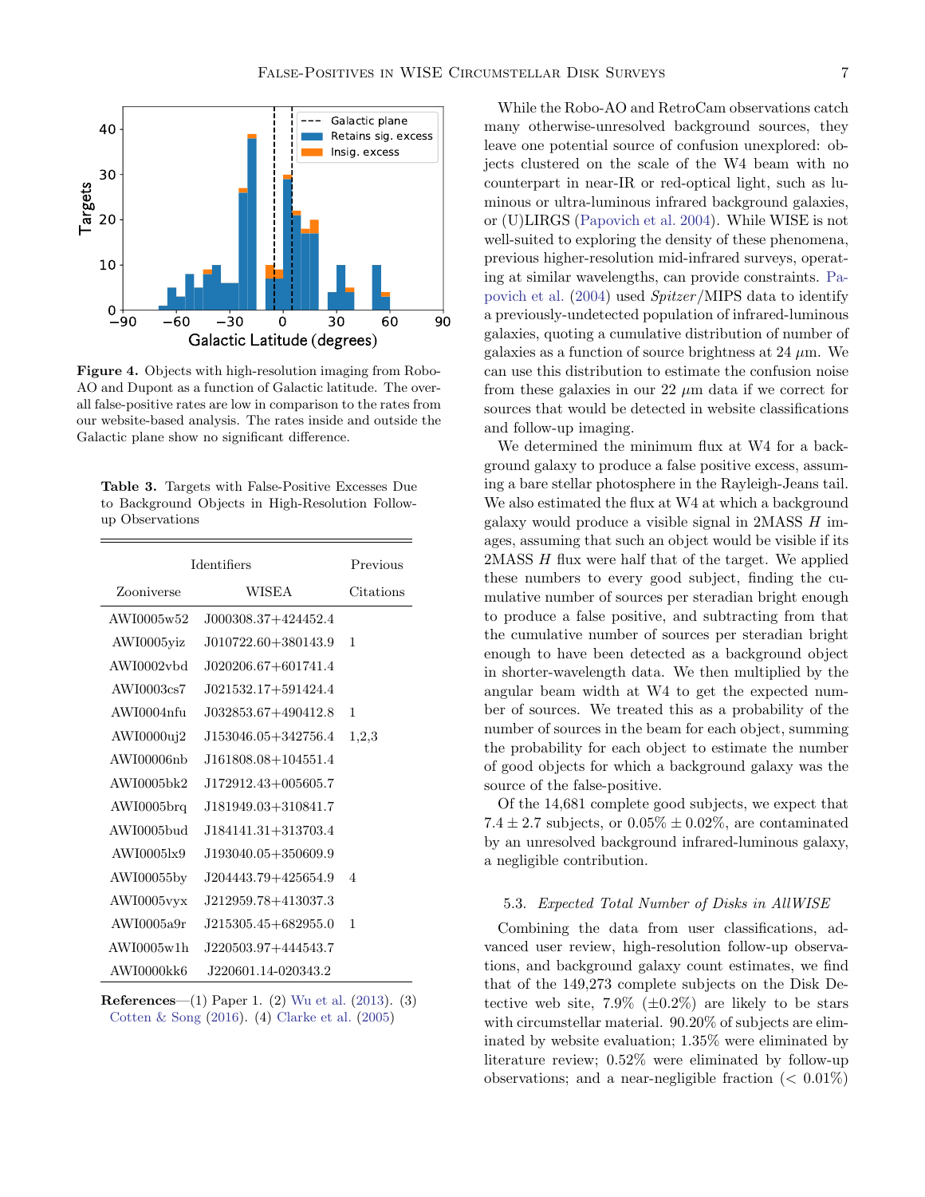**Figure 4.** Objects with high-resolution imaging from Robo-AO and Dupont as a function of Galactic latitude. The overall false-positive rates are low in comparison to the rates from our website-based analysis. The rates inside and outside the Galactic plane show no significant difference.

**Table 3.** Targets with False-Positive Excesses Due to Background Objects in High-Resolution Follow-up Observations

| Identifiers | | Previous |
|---|---|---|
| Zooniverse | WISEA | Citations |
| AWI0005w52 | J000308.37+424452.4 | |
| AWI0005yiz | J010722.60+380143.9 | 1 |
| AWI0002vbd | J020206.67+601741.4 | |
| AWI0003cs7 | J021532.17+591424.4 | |
| AWI0004nfu | J032853.67+490412.8 | 1 |
| AWI0000uj2 | J153046.05+342756.4 | 1,2,3 |
| AWI00006nb | J161808.08+104551.4 | |
| AWI0005bk2 | J172912.43+005605.7 | |
| AWI0005brq | J181949.03+310841.7 | |
| AWI0005bud | J184141.31+313703.4 | |
| AWI0005lx9 | J193040.05+350609.9 | |
| AWI00055by | J204443.79+425654.9 | 4 |
| AWI0005vyx | J212959.78+413037.3 | |
| AWI0005a9r | J215305.45+682955.0 | 1 |
| AWI0005w1h | J220503.97+444543.7 | |
| AWI0000kk6 | J220601.14-020343.2 | |

**References**—(1) Paper 1. (2) Wu et al. (2013). (3) Cotten & Song (2016). (4) Clarke et al. (2005)

While the Robo-AO and RetroCam observations catch many otherwise-unresolved background sources, they leave one potential source of confusion unexplored: objects clustered on the scale of the W4 beam with no counterpart in near-IR or red-optical light, such as luminous or ultra-luminous infrared background galaxies, or (U)LIRGS (Papovich et al. 2004). While WISE is not well-suited to exploring the density of these phenomena, previous higher-resolution mid-infrared surveys, operating at similar wavelengths, can provide constraints. Papovich et al. (2004) used *Spitzer*/MIPS data to identify a previously-undetected population of infrared-luminous galaxies, quoting a cumulative distribution of number of galaxies as a function of source brightness at 24 $\mu$m. We can use this distribution to estimate the confusion noise from these galaxies in our 22 $\mu$m data if we correct for sources that would be detected in website classifications and follow-up imaging.

We determined the minimum flux at W4 for a background galaxy to produce a false positive excess, assuming a bare stellar photosphere in the Rayleigh-Jeans tail. We also estimated the flux at W4 at which a background galaxy would produce a visible signal in 2MASS $H$ images, assuming that such an object would be visible if its 2MASS $H$ flux were half that of the target. We applied these numbers to every good subject, finding the cumulative number of sources per steradian bright enough to produce a false positive, and subtracting from that the cumulative number of sources per steradian bright enough to have been detected as a background object in shorter-wavelength data. We then multiplied by the angular beam width at W4 to get the expected number of sources. We treated this as a probability of the number of sources in the beam for each object, summing the probability for each object to estimate the number of good objects for which a background galaxy was the source of the false-positive.

Of the 14,681 complete good subjects, we expect that $7.4 \pm 2.7$ subjects, or $0.05\% \pm 0.02\%$, are contaminated by an unresolved background infrared-luminous galaxy, a negligible contribution.

### 5.3. *Expected Total Number of Disks in AllWISE*

Combining the data from user classifications, advanced user review, high-resolution follow-up observations, and background galaxy count estimates, we find that of the 149,273 complete subjects on the Disk Detective web site, 7.9% ($\pm$0.2%) are likely to be stars with circumstellar material. 90.20% of subjects are eliminated by website evaluation; 1.35% were eliminated by literature review; 0.52% were eliminated by follow-up observations; and a near-negligible fraction (< 0.01%)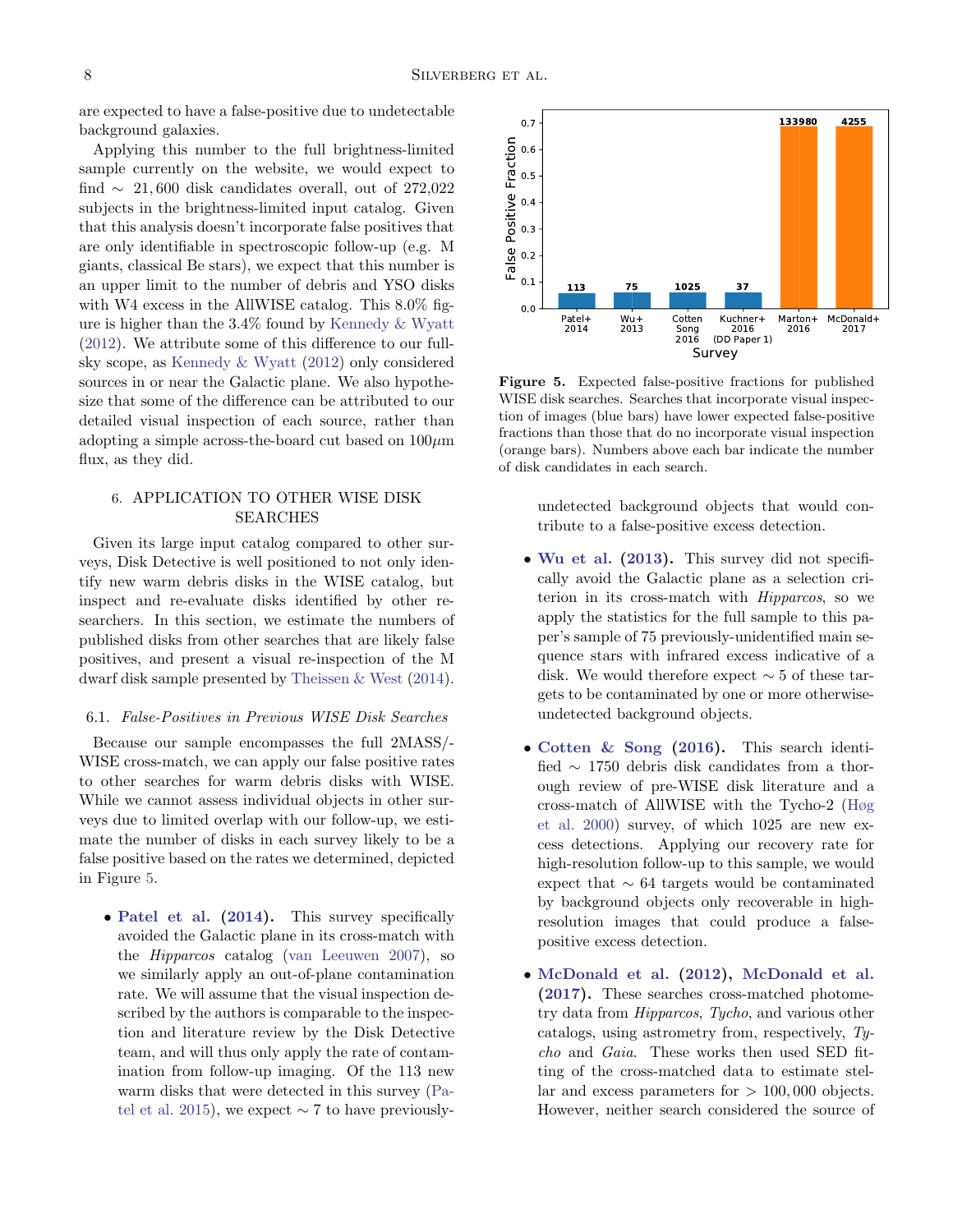are expected to have a false-positive due to undetectable background galaxies.

Applying this number to the full brightness-limited sample currently on the website, we would expect to find $\sim 21,600$ disk candidates overall, out of 272,022 subjects in the brightness-limited input catalog. Given that this analysis doesn't incorporate false positives that are only identifiable in spectroscopic follow-up (e.g. M giants, classical Be stars), we expect that this number is an upper limit to the number of debris and YSO disks with W4 excess in the AllWISE catalog. This 8.0% figure is higher than the 3.4% found by Kennedy & Wyatt (2012). We attribute some of this difference to our full-sky scope, as Kennedy & Wyatt (2012) only considered sources in or near the Galactic plane. We also hypothesize that some of the difference can be attributed to our detailed visual inspection of each source, rather than adopting a simple across-the-board cut based on 100$\mu$m flux, as they did.

## 6. APPLICATION TO OTHER WISE DISK SEARCHES

Given its large input catalog compared to other surveys, Disk Detective is well positioned to not only identify new warm debris disks in the WISE catalog, but inspect and re-evaluate disks identified by other researchers. In this section, we estimate the numbers of published disks from other searches that are likely false positives, and present a visual re-inspection of the M dwarf disk sample presented by Theissen & West (2014).

### 6.1. *False-Positives in Previous WISE Disk Searches*

Because our sample encompasses the full 2MASS/-WISE cross-match, we can apply our false positive rates to other searches for warm debris disks with WISE. While we cannot assess individual objects in other surveys due to limited overlap with our follow-up, we estimate the number of disks in each survey likely to be a false positive based on the rates we determined, depicted in Figure 5.

- **Patel et al. (2014).** This survey specifically avoided the Galactic plane in its cross-match with the *Hipparcos* catalog (van Leeuwen 2007), so we similarly apply an out-of-plane contamination rate. We will assume that the visual inspection described by the authors is comparable to the inspection and literature review by the Disk Detective team, and will thus only apply the rate of contamination from follow-up imaging. Of the 113 new warm disks that were detected in this survey (Patel et al. 2015), we expect $\sim 7$ to have previously-undetected background objects that would contribute to a false-positive excess detection.

- **Wu et al. (2013).** This survey did not specifically avoid the Galactic plane as a selection criterion in its cross-match with *Hipparcos*, so we apply the statistics for the full sample to this paper's sample of 75 previously-unidentified main sequence stars with infrared excess indicative of a disk. We would therefore expect $\sim 5$ of these targets to be contaminated by one or more otherwise-undetected background objects.

- **Cotten & Song (2016).** This search identified $\sim 1750$ debris disk candidates from a thorough review of pre-WISE disk literature and a cross-match of AllWISE with the Tycho-2 (Høg et al. 2000) survey, of which 1025 are new excess detections. Applying our recovery rate for high-resolution follow-up to this sample, we would expect that $\sim 64$ targets would be contaminated by background objects only recoverable in high-resolution images that could produce a false-positive excess detection.

- **McDonald et al. (2012), McDonald et al. (2017).** These searches cross-matched photometry data from *Hipparcos*, *Tycho*, and various other catalogs, using astrometry from, respectively, *Tycho* and *Gaia*. These works then used SED fitting of the cross-matched data to estimate stellar and excess parameters for $> 100,000$ objects. However, neither search considered the source of

**Figure 5.** Expected false-positive fractions for published WISE disk searches. Searches that incorporate visual inspection of images (blue bars) have lower expected false-positive fractions than those that do no incorporate visual inspection (orange bars). Numbers above each bar indicate the number of disk candidates in each search.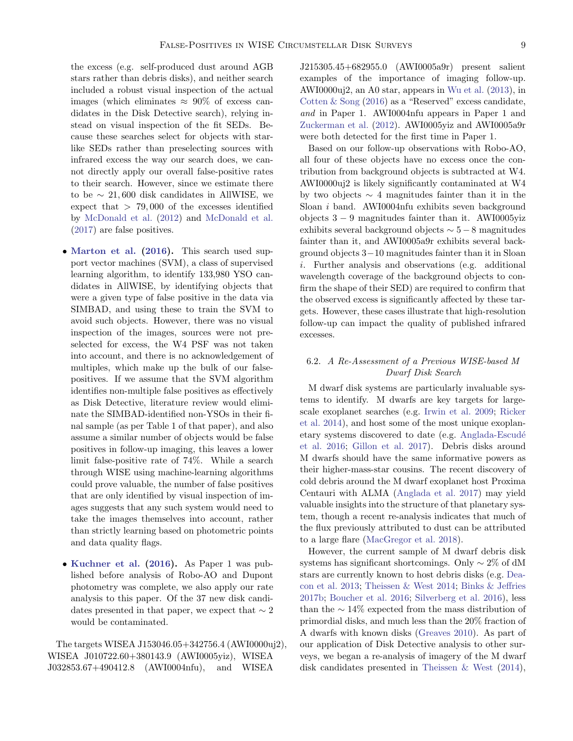the excess (e.g. self-produced dust around AGB stars rather than debris disks), and neither search included a robust visual inspection of the actual images (which eliminates $\approx$ 90% of excess candidates in the Disk Detective search), relying instead on visual inspection of the fit SEDs. Because these searches select for objects with star-like SEDs rather than preselecting sources with infrared excess the way our search does, we cannot directly apply our overall false-positive rates to their search. However, since we estimate there to be $\sim 21,600$ disk candidates in AllWISE, we expect that $> 79,000$ of the excesses identified by McDonald et al. (2012) and McDonald et al. (2017) are false positives.

- **Marton et al. (2016).** This search used support vector machines (SVM), a class of supervised learning algorithm, to identify 133,980 YSO candidates in AllWISE, by identifying objects that were a given type of false positive in the data via SIMBAD, and using these to train the SVM to avoid such objects. However, there was no visual inspection of the images, sources were not preselected for excess, the W4 PSF was not taken into account, and there is no acknowledgement of multiples, which make up the bulk of our false-positives. If we assume that the SVM algorithm identifies non-multiple false positives as effectively as Disk Detective, literature review would eliminate the SIMBAD-identified non-YSOs in their final sample (as per Table 1 of that paper), and also assume a similar number of objects would be false positives in follow-up imaging, this leaves a lower limit false-positive rate of 74%. While a search through WISE using machine-learning algorithms could prove valuable, the number of false positives that are only identified by visual inspection of images suggests that any such system would need to take the images themselves into account, rather than strictly learning based on photometric points and data quality flags.

- **Kuchner et al. (2016).** As Paper 1 was published before analysis of Robo-AO and Dupont photometry was complete, we also apply our rate analysis to this paper. Of the 37 new disk candidates presented in that paper, we expect that $\sim 2$ would be contaminated.

The targets WISEA J153046.05+342756.4 (AWI0000uj2), WISEA J010722.60+380143.9 (AWI0005yiz), WISEA J032853.67+490412.8 (AWI0004nfu), and WISEA J215305.45+682955.0 (AWI0005a9r) present salient examples of the importance of imaging follow-up. AWI0000uj2, an A0 star, appears in Wu et al. (2013), in Cotten & Song (2016) as a "Reserved" excess candidate, *and* in Paper 1. AWI0004nfu appears in Paper 1 and Zuckerman et al. (2012). AWI0005yiz and AWI0005a9r were both detected for the first time in Paper 1.

Based on our follow-up observations with Robo-AO, all four of these objects have no excess once the contribution from background objects is subtracted at W4. AWI0000uj2 is likely significantly contaminated at W4 by two objects $\sim 4$ magnitudes fainter than it in the Sloan $i$ band. AWI0004nfu exhibits seven background objects $3-9$ magnitudes fainter than it. AWI0005yiz exhibits several background objects $\sim 5-8$ magnitudes fainter than it, and AWI0005a9r exhibits several background objects $3-10$ magnitudes fainter than it in Sloan $i$. Further analysis and observations (e.g. additional wavelength coverage of the background objects to confirm the shape of their SED) are required to confirm that the observed excess is significantly affected by these targets. However, these cases illustrate that high-resolution follow-up can impact the quality of published infrared excesses.

### 6.2. *A Re-Assessment of a Previous WISE-based M Dwarf Disk Search*

M dwarf disk systems are particularly invaluable systems to identify. M dwarfs are key targets for large-scale exoplanet searches (e.g. Irwin et al. 2009; Ricker et al. 2014), and host some of the most unique exoplanetary systems discovered to date (e.g. Anglada-Escudé et al. 2016; Gillon et al. 2017). Debris disks around M dwarfs should have the same informative powers as their higher-mass-star cousins. The recent discovery of cold debris around the M dwarf exoplanet host Proxima Centauri with ALMA (Anglada et al. 2017) may yield valuable insights into the structure of that planetary system, though a recent re-analysis indicates that much of the flux previously attributed to dust can be attributed to a large flare (MacGregor et al. 2018).

However, the current sample of M dwarf debris disk systems has significant shortcomings. Only $\sim 2$% of dM stars are currently known to host debris disks (e.g. Deacon et al. 2013; Theissen & West 2014; Binks & Jeffries 2017b; Boucher et al. 2016; Silverberg et al. 2016), less than the $\sim 14$% expected from the mass distribution of primordial disks, and much less than the 20% fraction of A dwarfs with known disks (Greaves 2010). As part of our application of Disk Detective analysis to other surveys, we began a re-analysis of imagery of the M dwarf disk candidates presented in Theissen & West (2014),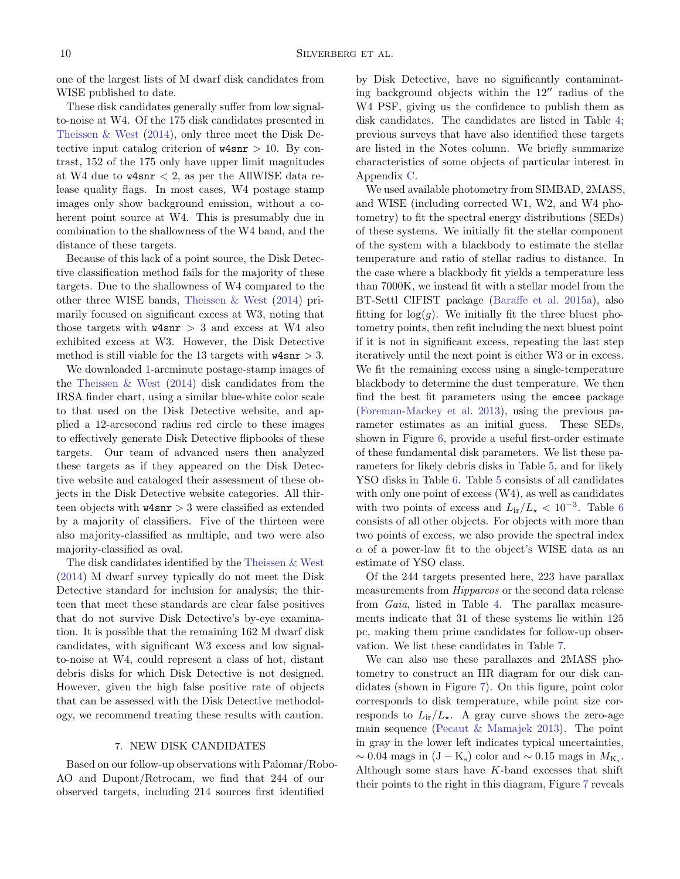one of the largest lists of M dwarf disk candidates from WISE published to date.

These disk candidates generally suffer from low signal-to-noise at W4. Of the 175 disk candidates presented in Theissen & West (2014), only three meet the Disk Detective input catalog criterion of `w4snr` > 10. By contrast, 152 of the 175 only have upper limit magnitudes at W4 due to `w4snr` < 2, as per the AllWISE data release quality flags. In most cases, W4 postage stamp images only show background emission, without a coherent point source at W4. This is presumably due in combination to the shallowness of the W4 band, and the distance of these targets.

Because of this lack of a point source, the Disk Detective classification method fails for the majority of these targets. Due to the shallowness of W4 compared to the other three WISE bands, Theissen & West (2014) primarily focused on significant excess at W3, noting that those targets with `w4snr` > 3 and excess at W4 also exhibited excess at W3. However, the Disk Detective method is still viable for the 13 targets with `w4snr` > 3.

We downloaded 1-arcminute postage-stamp images of the Theissen & West (2014) disk candidates from the IRSA finder chart, using a similar blue-white color scale to that used on the Disk Detective website, and applied a 12-arcsecond radius red circle to these images to effectively generate Disk Detective flipbooks of these targets. Our team of advanced users then analyzed these targets as if they appeared on the Disk Detective website and cataloged their assessment of these objects in the Disk Detective website categories. All thirteen objects with `w4snr` > 3 were classified as extended by a majority of classifiers. Five of the thirteen were also majority-classified as multiple, and two were also majority-classified as oval.

The disk candidates identified by the Theissen & West (2014) M dwarf survey typically do not meet the Disk Detective standard for inclusion for analysis; the thirteen that meet these standards are clear false positives that do not survive Disk Detective's by-eye examination. It is possible that the remaining 162 M dwarf disk candidates, with significant W3 excess and low signal-to-noise at W4, could represent a class of hot, distant debris disks for which Disk Detective is not designed. However, given the high false positive rate of objects that can be assessed with the Disk Detective methodology, we recommend treating these results with caution.

## 7. NEW DISK CANDIDATES

Based on our follow-up observations with Palomar/Robo-AO and Dupont/Retrocam, we find that 244 of our observed targets, including 214 sources first identified by Disk Detective, have no significantly contaminating background objects within the 12″ radius of the W4 PSF, giving us the confidence to publish them as disk candidates. The candidates are listed in Table 4; previous surveys that have also identified these targets are listed in the Notes column. We briefly summarize characteristics of some objects of particular interest in Appendix C.

We used available photometry from SIMBAD, 2MASS, and WISE (including corrected W1, W2, and W4 photometry) to fit the spectral energy distributions (SEDs) of these systems. We initially fit the stellar component of the system with a blackbody to estimate the stellar temperature and ratio of stellar radius to distance. In the case where a blackbody fit yields a temperature less than 7000K, we instead fit with a stellar model from the BT-Settl CIFIST package (Baraffe et al. 2015a), also fitting for $\log(g)$. We initially fit the three bluest photometry points, then refit including the next bluest point if it is not in significant excess, repeating the last step iteratively until the next point is either W3 or in excess. We fit the remaining excess using a single-temperature blackbody to determine the dust temperature. We then find the best fit parameters using the `emcee` package (Foreman-Mackey et al. 2013), using the previous parameter estimates as an initial guess. These SEDs, shown in Figure 6, provide a useful first-order estimate of these fundamental disk parameters. We list these parameters for likely debris disks in Table 5, and for likely YSO disks in Table 6. Table 5 consists of all candidates with only one point of excess (W4), as well as candidates with two points of excess and $L_{\rm ir}/L_\star < 10^{-3}$. Table 6 consists of all other objects. For objects with more than two points of excess, we also provide the spectral index $\alpha$ of a power-law fit to the object's WISE data as an estimate of YSO class.

Of the 244 targets presented here, 223 have parallax measurements from *Hipparcos* or the second data release from *Gaia*, listed in Table 4. The parallax measurements indicate that 31 of these systems lie within 125 pc, making them prime candidates for follow-up observation. We list these candidates in Table 7.

We can also use these parallaxes and 2MASS photometry to construct an HR diagram for our disk candidates (shown in Figure 7). On this figure, point color corresponds to disk temperature, while point size corresponds to $L_{\rm ir}/L_\star$. A gray curve shows the zero-age main sequence (Pecaut & Mamajek 2013). The point in gray in the lower left indicates typical uncertainties, $\sim 0.04$ mags in $(\rm J - K_s)$ color and $\sim 0.15$ mags in $M_{\rm K_s}$. Although some stars have $K$-band excesses that shift their points to the right in this diagram, Figure 7 reveals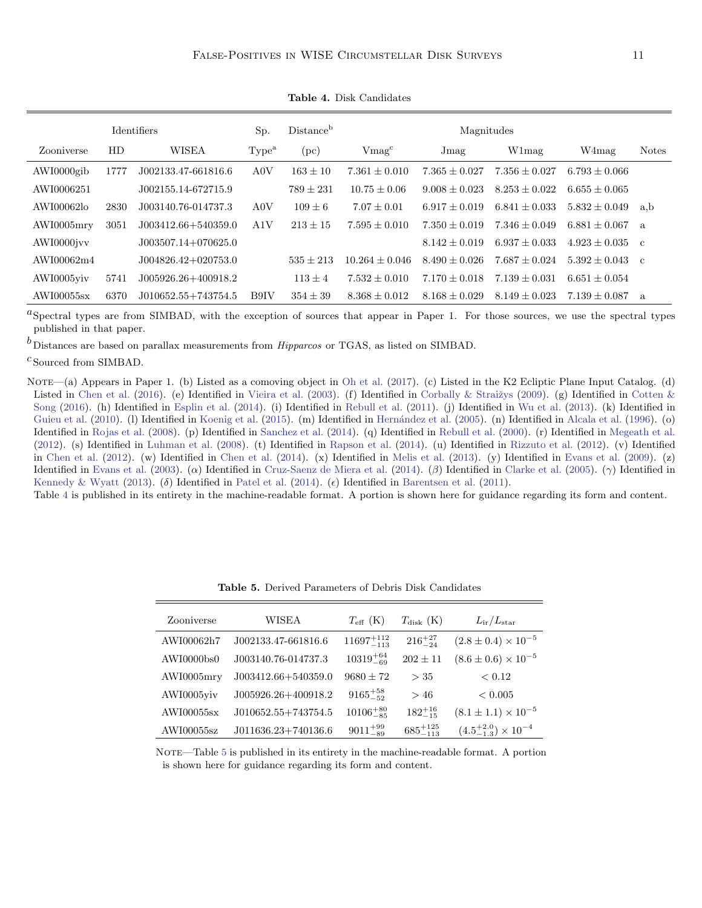**Table 4.** Disk Candidates

| Identifiers | | | Sp. | Distance[b] | Magnitudes | | | | |
|---|---|---|---|---|---|---|---|---|---|
| Zooniverse | HD | WISEA | Type[a] | (pc) | Vmag[c] | Jmag | W1mag | W4mag | Notes |
| AWI0000gib | 1777 | J002133.47-661816.6 | A0V | $163 \pm 10$ | $7.361 \pm 0.010$ | $7.365 \pm 0.027$ | $7.356 \pm 0.027$ | $6.793 \pm 0.066$ | |
| AWI0006251 | | J002155.14-672715.9 | | $789 \pm 231$ | $10.75 \pm 0.06$ | $9.008 \pm 0.023$ | $8.253 \pm 0.022$ | $6.655 \pm 0.065$ | |
| AWI00062lo | 2830 | J003140.76-014737.3 | A0V | $109 \pm 6$ | $7.07 \pm 0.01$ | $6.917 \pm 0.019$ | $6.841 \pm 0.033$ | $5.832 \pm 0.049$ | a,b |
| AWI0005mry | 3051 | J003412.66+540359.0 | A1V | $213 \pm 15$ | $7.595 \pm 0.010$ | $7.350 \pm 0.019$ | $7.346 \pm 0.049$ | $6.881 \pm 0.067$ | a |
| AWI0000jvv | | J003507.14+070625.0 | | | | $8.142 \pm 0.019$ | $6.937 \pm 0.033$ | $4.923 \pm 0.035$ | c |
| AWI00062m4 | | J004826.42+020753.0 | | $535 \pm 213$ | $10.264 \pm 0.046$ | $8.490 \pm 0.026$ | $7.687 \pm 0.024$ | $5.392 \pm 0.043$ | c |
| AWI0005yiv | 5741 | J005926.26+400918.2 | | $113 \pm 4$ | $7.532 \pm 0.010$ | $7.170 \pm 0.018$ | $7.139 \pm 0.031$ | $6.651 \pm 0.054$ | |
| AWI00055sx | 6370 | J010652.55+743754.5 | B9IV | $354 \pm 39$ | $8.368 \pm 0.012$ | $8.168 \pm 0.029$ | $8.149 \pm 0.023$ | $7.139 \pm 0.087$ | a |

[a] Spectral types are from SIMBAD, with the exception of sources that appear in Paper 1. For those sources, we use the spectral types published in that paper.

[b] Distances are based on parallax measurements from *Hipparcos* or TGAS, as listed on SIMBAD.

[c] Sourced from SIMBAD.

Note—(a) Appears in Paper 1. (b) Listed as a comoving object in Oh et al. (2017). (c) Listed in the K2 Ecliptic Plane Input Catalog. (d) Listed in Chen et al. (2016). (e) Identified in Vieira et al. (2003). (f) Identified in Corbally & Straižys (2009). (g) Identified in Cotten & Song (2016). (h) Identified in Esplin et al. (2014). (i) Identified in Rebull et al. (2011). (j) Identified in Wu et al. (2013). (k) Identified in Guieu et al. (2010). (l) Identified in Koenig et al. (2015). (m) Identified in Hernández et al. (2005). (n) Identified in Alcala et al. (1996). (o) Identified in Rojas et al. (2008). (p) Identified in Sanchez et al. (2014). (q) Identified in Rebull et al. (2000). (r) Identified in Megeath et al. (2012). (s) Identified in Luhman et al. (2008). (t) Identified in Rapson et al. (2014). (u) Identified in Rizzuto et al. (2012). (v) Identified in Chen et al. (2012). (w) Identified in Chen et al. (2014). (x) Identified in Melis et al. (2013). (y) Identified in Evans et al. (2009). (z) Identified in Evans et al. (2003). ($\alpha$) Identified in Cruz-Saenz de Miera et al. (2014). ($\beta$) Identified in Clarke et al. (2005). ($\gamma$) Identified in Kennedy & Wyatt (2013). ($\delta$) Identified in Patel et al. (2014). ($\epsilon$) Identified in Barentsen et al. (2011).

Table 4 is published in its entirety in the machine-readable format. A portion is shown here for guidance regarding its form and content.

**Table 5.** Derived Parameters of Debris Disk Candidates

| Zooniverse | WISEA | $T_{\rm eff}$ (K) | $T_{\rm disk}$ (K) | $L_{\rm ir}/L_{\rm star}$ |
|---|---|---|---|---|
| AWI00062h7 | J002133.47-661816.6 | $11697^{+112}_{-113}$ | $216^{+27}_{-24}$ | $(2.8 \pm 0.4) \times 10^{-5}$ |
| AWI0000bs0 | J003140.76-014737.3 | $10319^{+64}_{-69}$ | $202 \pm 11$ | $(8.6 \pm 0.6) \times 10^{-5}$ |
| AWI0005mry | J003412.66+540359.0 | $9680 \pm 72$ | $> 35$ | $< 0.12$ |
| AWI0005yiv | J005926.26+400918.2 | $9165^{+58}_{-52}$ | $> 46$ | $< 0.005$ |
| AWI00055sx | J010652.55+743754.5 | $10106^{+80}_{-85}$ | $182^{+16}_{-15}$ | $(8.1 \pm 1.1) \times 10^{-5}$ |
| AWI00055sz | J011636.23+740136.6 | $9011^{+99}_{-89}$ | $685^{+125}_{-113}$ | $(4.5^{+2.0}_{-1.3}) \times 10^{-4}$ |

Note—Table 5 is published in its entirety in the machine-readable format. A portion is shown here for guidance regarding its form and content.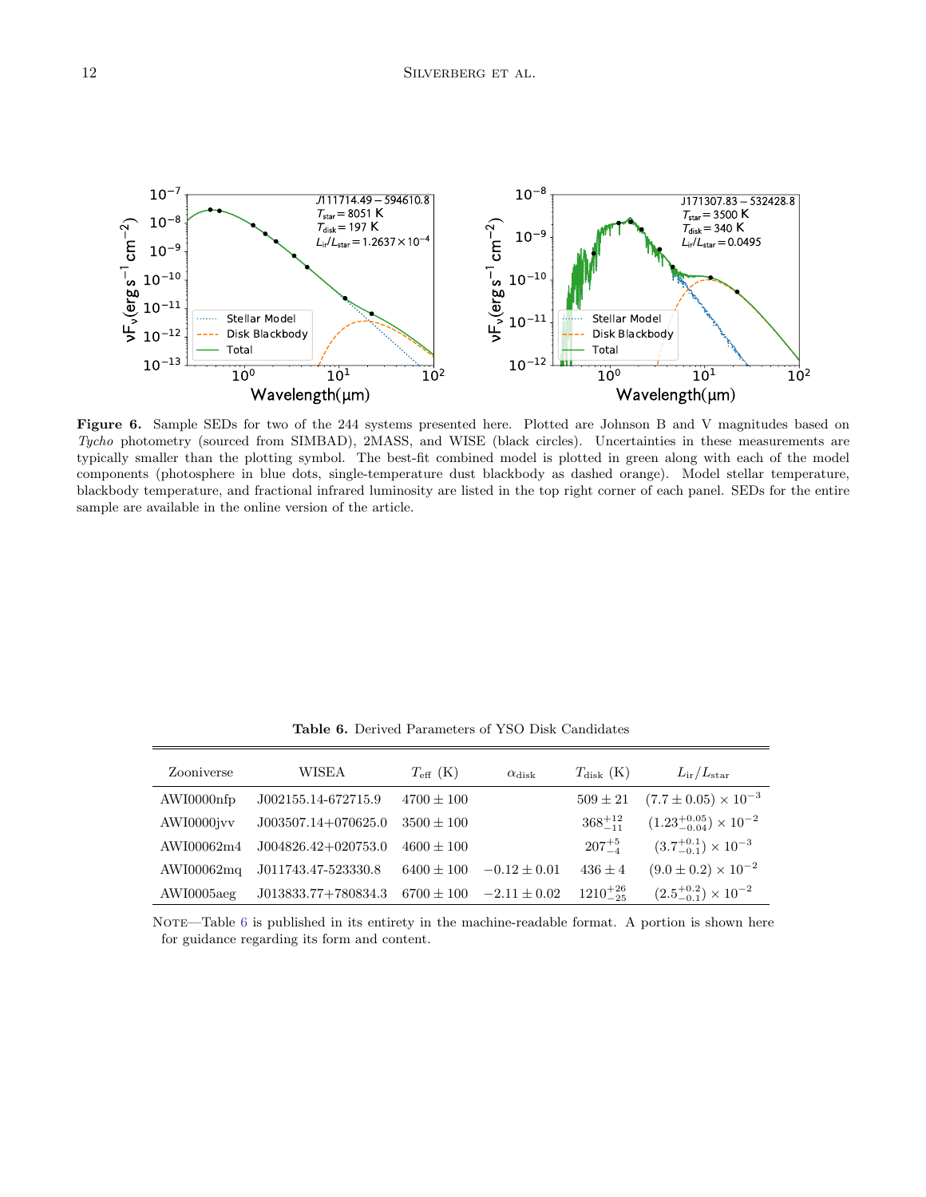**Figure 6.** Sample SEDs for two of the 244 systems presented here. Plotted are Johnson B and V magnitudes based on *Tycho* photometry (sourced from SIMBAD), 2MASS, and WISE (black circles). Uncertainties in these measurements are typically smaller than the plotting symbol. The best-fit combined model is plotted in green along with each of the model components (photosphere in blue dots, single-temperature dust blackbody as dashed orange). Model stellar temperature, blackbody temperature, and fractional infrared luminosity are listed in the top right corner of each panel. SEDs for the entire sample are available in the online version of the article.

**Table 6.** Derived Parameters of YSO Disk Candidates

| Zooniverse | WISEA | $T_{\rm eff}$ (K) | $\alpha_{\rm disk}$ | $T_{\rm disk}$ (K) | $L_{\rm ir}/L_{\rm star}$ |
|---|---|---|---|---|---|
| AWI0000nfp | J002155.14-672715.9 | $4700 \pm 100$ | | $509 \pm 21$ | $(7.7 \pm 0.05) \times 10^{-3}$ |
| AWI0000jvv | J003507.14+070625.0 | $3500 \pm 100$ | | $368^{+12}_{-11}$ | $(1.23^{+0.05}_{-0.04}) \times 10^{-2}$ |
| AWI00062m4 | J004826.42+020753.0 | $4600 \pm 100$ | | $207^{+5}_{-4}$ | $(3.7^{+0.1}_{-0.1}) \times 10^{-3}$ |
| AWI00062mq | J011743.47-523330.8 | $6400 \pm 100$ | $-0.12 \pm 0.01$ | $436 \pm 4$ | $(9.0 \pm 0.2) \times 10^{-2}$ |
| AWI0005aeg | J013833.77+780834.3 | $6700 \pm 100$ | $-2.11 \pm 0.02$ | $1210^{+26}_{-25}$ | $(2.5^{+0.2}_{-0.1}) \times 10^{-2}$ |

Note—Table 6 is published in its entirety in the machine-readable format. A portion is shown here for guidance regarding its form and content.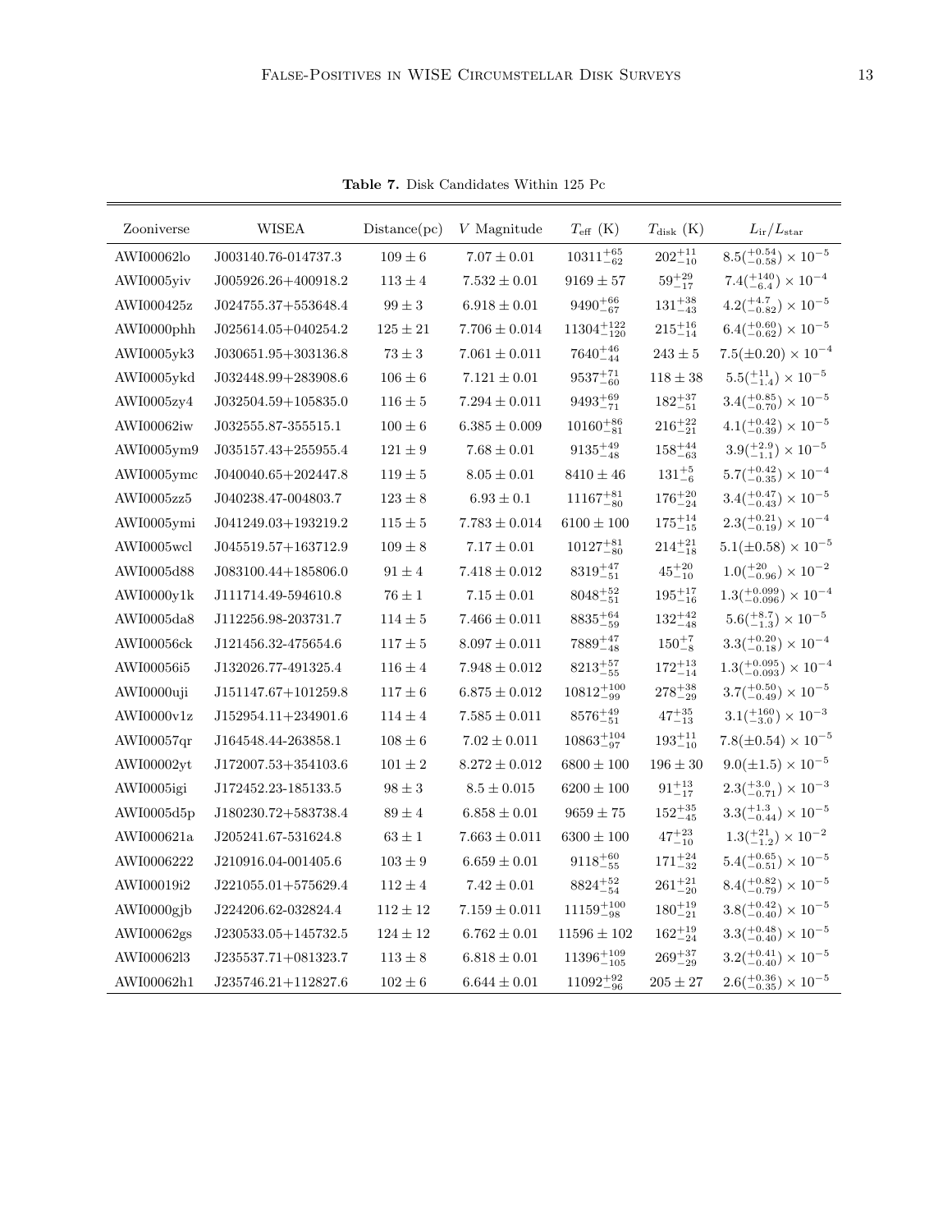**Table 7.** Disk Candidates Within 125 Pc

| Zooniverse | WISEA | Distance(pc) | $V$ Magnitude | $T_{\rm eff}$ (K) | $T_{\rm disk}$ (K) | $L_{\rm ir}/L_{\rm star}$ |
|---|---|---|---|---|---|---|
| AWI00062lo | J003140.76-014737.3 | $109 \pm 6$ | $7.07 \pm 0.01$ | $10311^{+65}_{-62}$ | $202^{+11}_{-10}$ | $8.5(^{+0.54}_{-0.58}) \times 10^{-5}$ |
| AWI0005yiv | J005926.26+400918.2 | $113 \pm 4$ | $7.532 \pm 0.01$ | $9169 \pm 57$ | $59^{+29}_{-17}$ | $7.4(^{+140}_{-6.4}) \times 10^{-4}$ |
| AWI000425z | J024755.37+553648.4 | $99 \pm 3$ | $6.918 \pm 0.01$ | $9490^{+66}_{-67}$ | $131^{+38}_{-43}$ | $4.2(^{+4.7}_{-0.82}) \times 10^{-5}$ |
| AWI0000phh | J025614.05+040254.2 | $125 \pm 21$ | $7.706 \pm 0.014$ | $11304^{+122}_{-120}$ | $215^{+16}_{-14}$ | $6.4(^{+0.60}_{-0.62}) \times 10^{-5}$ |
| AWI0005yk3 | J030651.95+303136.8 | $73 \pm 3$ | $7.061 \pm 0.011$ | $7640^{+46}_{-44}$ | $243 \pm 5$ | $7.5(\pm 0.20) \times 10^{-4}$ |
| AWI0005ykd | J032448.99+283908.6 | $106 \pm 6$ | $7.121 \pm 0.01$ | $9537^{+71}_{-60}$ | $118 \pm 38$ | $5.5(^{+11}_{-1.4}) \times 10^{-5}$ |
| AWI0005zy4 | J032504.59+105835.0 | $116 \pm 5$ | $7.294 \pm 0.011$ | $9493^{+69}_{-71}$ | $182^{+37}_{-51}$ | $3.4(^{+0.85}_{-0.70}) \times 10^{-5}$ |
| AWI00062iw | J032555.87-355515.1 | $100 \pm 6$ | $6.385 \pm 0.009$ | $10160^{+86}_{-81}$ | $216^{+22}_{-21}$ | $4.1(^{+0.42}_{-0.39}) \times 10^{-5}$ |
| AWI0005ym9 | J035157.43+255955.4 | $121 \pm 9$ | $7.68 \pm 0.01$ | $9135^{+49}_{-48}$ | $158^{+44}_{-63}$ | $3.9(^{+2.9}_{-1.1}) \times 10^{-5}$ |
| AWI0005ymc | J040040.65+202447.8 | $119 \pm 5$ | $8.05 \pm 0.01$ | $8410 \pm 46$ | $131^{+5}_{-6}$ | $5.7(^{+0.42}_{-0.35}) \times 10^{-4}$ |
| AWI0005zz5 | J040238.47-004803.7 | $123 \pm 8$ | $6.93 \pm 0.1$ | $11167^{+81}_{-80}$ | $176^{+20}_{-24}$ | $3.4(^{+0.47}_{-0.43}) \times 10^{-5}$ |
| AWI0005ymi | J041249.03+193219.2 | $115 \pm 5$ | $7.783 \pm 0.014$ | $6100 \pm 100$ | $175^{+14}_{-15}$ | $2.3(^{+0.21}_{-0.19}) \times 10^{-4}$ |
| AWI0005wcl | J045519.57+163712.9 | $109 \pm 8$ | $7.17 \pm 0.01$ | $10127^{+81}_{-80}$ | $214^{+21}_{-18}$ | $5.1(\pm 0.58) \times 10^{-5}$ |
| AWI0005d88 | J083100.44+185806.0 | $91 \pm 4$ | $7.418 \pm 0.012$ | $8319^{+47}_{-51}$ | $45^{+20}_{-10}$ | $1.0(^{+20}_{-0.96}) \times 10^{-2}$ |
| AWI0000y1k | J111714.49-594610.8 | $76 \pm 1$ | $7.15 \pm 0.01$ | $8048^{+52}_{-51}$ | $195^{+17}_{-16}$ | $1.3(^{+0.099}_{-0.096}) \times 10^{-4}$ |
| AWI0005da8 | J112256.98-203731.7 | $114 \pm 5$ | $7.466 \pm 0.011$ | $8835^{+64}_{-59}$ | $132^{+42}_{-48}$ | $5.6(^{+8.7}_{-1.3}) \times 10^{-5}$ |
| AWI00056ck | J121456.32-475654.6 | $117 \pm 5$ | $8.097 \pm 0.011$ | $7889^{+47}_{-48}$ | $150^{+7}_{-8}$ | $3.3(^{+0.20}_{-0.18}) \times 10^{-4}$ |
| AWI00056i5 | J132026.77-491325.4 | $116 \pm 4$ | $7.948 \pm 0.012$ | $8213^{+57}_{-55}$ | $172^{+13}_{-14}$ | $1.3(^{+0.095}_{-0.093}) \times 10^{-4}$ |
| AWI0000uji | J151147.67+101259.8 | $117 \pm 6$ | $6.875 \pm 0.012$ | $10812^{+100}_{-99}$ | $278^{+38}_{-29}$ | $3.7(^{+0.50}_{-0.49}) \times 10^{-5}$ |
| AWI0000v1z | J152954.11+234901.6 | $114 \pm 4$ | $7.585 \pm 0.011$ | $8576^{+49}_{-51}$ | $47^{+35}_{-13}$ | $3.1(^{+160}_{-3.0}) \times 10^{-3}$ |
| AWI00057qr | J164548.44-263858.1 | $108 \pm 6$ | $7.02 \pm 0.011$ | $10863^{+104}_{-97}$ | $193^{+11}_{-10}$ | $7.8(\pm 0.54) \times 10^{-5}$ |
| AWI00002yt | J172007.53+354103.6 | $101 \pm 2$ | $8.272 \pm 0.012$ | $6800 \pm 100$ | $196 \pm 30$ | $9.0(\pm 1.5) \times 10^{-5}$ |
| AWI0005igi | J172452.23-185133.5 | $98 \pm 3$ | $8.5 \pm 0.015$ | $6200 \pm 100$ | $91^{+13}_{-17}$ | $2.3(^{+3.0}_{-0.71}) \times 10^{-3}$ |
| AWI0005d5p | J180230.72+583738.4 | $89 \pm 4$ | $6.858 \pm 0.01$ | $9659 \pm 75$ | $152^{+35}_{-45}$ | $3.3(^{+1.3}_{-0.44}) \times 10^{-5}$ |
| AWI000621a | J205241.67-531624.8 | $63 \pm 1$ | $7.663 \pm 0.011$ | $6300 \pm 100$ | $47^{+23}_{-10}$ | $1.3(^{+21}_{-1.2}) \times 10^{-2}$ |
| AWI0006222 | J210916.04-001405.6 | $103 \pm 9$ | $6.659 \pm 0.01$ | $9118^{+60}_{-55}$ | $171^{+24}_{-32}$ | $5.4(^{+0.65}_{-0.51}) \times 10^{-5}$ |
| AWI00019i2 | J221055.01+575629.4 | $112 \pm 4$ | $7.42 \pm 0.01$ | $8824^{+52}_{-54}$ | $261^{+21}_{-20}$ | $8.4(^{+0.82}_{-0.79}) \times 10^{-5}$ |
| AWI0000gjb | J224206.62-032824.4 | $112 \pm 12$ | $7.159 \pm 0.011$ | $11159^{+100}_{-98}$ | $180^{+19}_{-21}$ | $3.8(^{+0.42}_{-0.40}) \times 10^{-5}$ |
| AWI00062gs | J230533.05+145732.5 | $124 \pm 12$ | $6.762 \pm 0.01$ | $11596 \pm 102$ | $162^{+19}_{-24}$ | $3.3(^{+0.48}_{-0.40}) \times 10^{-5}$ |
| AWI00062l3 | J235537.71+081323.7 | $113 \pm 8$ | $6.818 \pm 0.01$ | $11396^{+109}_{-105}$ | $269^{+37}_{-29}$ | $3.2(^{+0.41}_{-0.40}) \times 10^{-5}$ |
| AWI00062h1 | J235746.21+112827.6 | $102 \pm 6$ | $6.644 \pm 0.01$ | $11092^{+92}_{-96}$ | $205 \pm 27$ | $2.6(^{+0.36}_{-0.35}) \times 10^{-5}$ |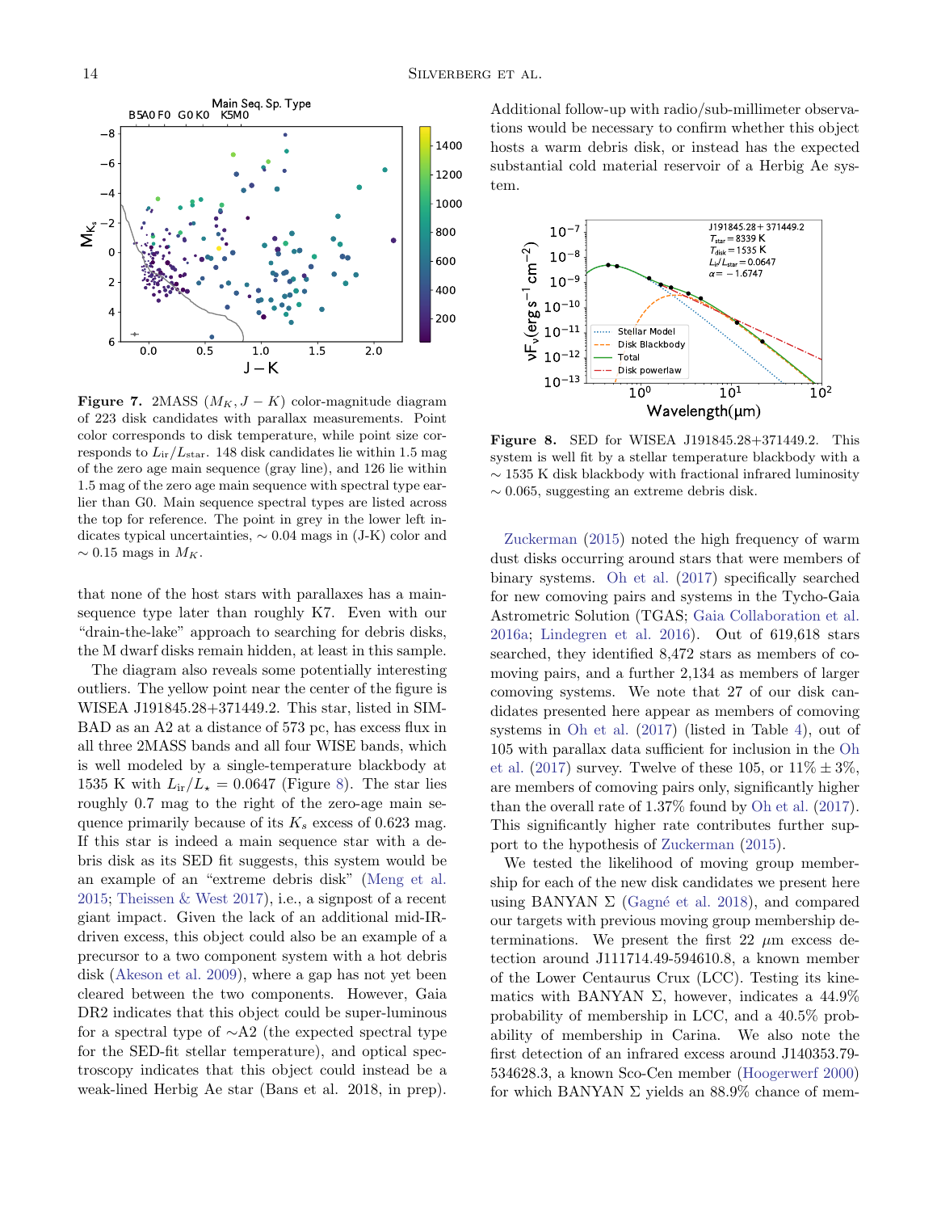**Figure 7.** 2MASS ($M_K$, $J-K$) color-magnitude diagram of 223 disk candidates with parallax measurements. Point color corresponds to disk temperature, while point size corresponds to $L_{\rm ir}/L_{\rm star}$. 148 disk candidates lie within 1.5 mag of the zero age main sequence (gray line), and 126 lie within 1.5 mag of the zero age main sequence with spectral type earlier than G0. Main sequence spectral types are listed across the top for reference. The point in grey in the lower left indicates typical uncertainties, $\sim 0.04$ mags in (J-K) color and $\sim 0.15$ mags in $M_K$.

that none of the host stars with parallaxes has a main-sequence type later than roughly K7. Even with our "drain-the-lake" approach to searching for debris disks, the M dwarf disks remain hidden, at least in this sample.

The diagram also reveals some potentially interesting outliers. The yellow point near the center of the figure is WISEA J191845.28+371449.2. This star, listed in SIMBAD as an A2 at a distance of 573 pc, has excess flux in all three 2MASS bands and all four WISE bands, which is well modeled by a single-temperature blackbody at 1535 K with $L_{\rm ir}/L_\star = 0.0647$ (Figure 8). The star lies roughly 0.7 mag to the right of the zero-age main sequence primarily because of its $K_s$ excess of 0.623 mag. If this star is indeed a main sequence star with a debris disk as its SED fit suggests, this system would be an example of an "extreme debris disk" (Meng et al. 2015; Theissen & West 2017), i.e., a signpost of a recent giant impact. Given the lack of an additional mid-IR-driven excess, this object could also be an example of a precursor to a two component system with a hot debris disk (Akeson et al. 2009), where a gap has not yet been cleared between the two components. However, Gaia DR2 indicates that this object could be super-luminous for a spectral type of ~A2 (the expected spectral type for the SED-fit stellar temperature), and optical spectroscopy indicates that this object could instead be a weak-lined Herbig Ae star (Bans et al. 2018, in prep). Additional follow-up with radio/sub-millimeter observations would be necessary to confirm whether this object hosts a warm debris disk, or instead has the expected substantial cold material reservoir of a Herbig Ae system.

**Figure 8.** SED for WISEA J191845.28+371449.2. This system is well fit by a stellar temperature blackbody with a $\sim 1535$ K disk blackbody with fractional infrared luminosity $\sim 0.065$, suggesting an extreme debris disk.

Zuckerman (2015) noted the high frequency of warm dust disks occurring around stars that were members of binary systems. Oh et al. (2017) specifically searched for new comoving pairs and systems in the Tycho-Gaia Astrometric Solution (TGAS; Gaia Collaboration et al. 2016a; Lindegren et al. 2016). Out of 619,618 stars searched, they identified 8,472 stars as members of comoving pairs, and a further 2,134 as members of larger comoving systems. We note that 27 of our disk candidates presented here appear as members of comoving systems in Oh et al. (2017) (listed in Table 4), out of 105 with parallax data sufficient for inclusion in the Oh et al. (2017) survey. Twelve of these 105, or $11\% \pm 3\%$, are members of comoving pairs only, significantly higher than the overall rate of 1.37% found by Oh et al. (2017). This significantly higher rate contributes further support to the hypothesis of Zuckerman (2015).

We tested the likelihood of moving group membership for each of the new disk candidates we present here using BANYAN $\Sigma$ (Gagné et al. 2018), and compared our targets with previous moving group membership determinations. We present the first 22 $\mu$m excess detection around J111714.49-594610.8, a known member of the Lower Centaurus Crux (LCC). Testing its kinematics with BANYAN $\Sigma$, however, indicates a 44.9% probability of membership in LCC, and a 40.5% probability of membership in Carina. We also note the first detection of an infrared excess around J140353.79-534628.3, a known Sco-Cen member (Hoogerwerf 2000) for which BANYAN $\Sigma$ yields an 88.9% chance of mem-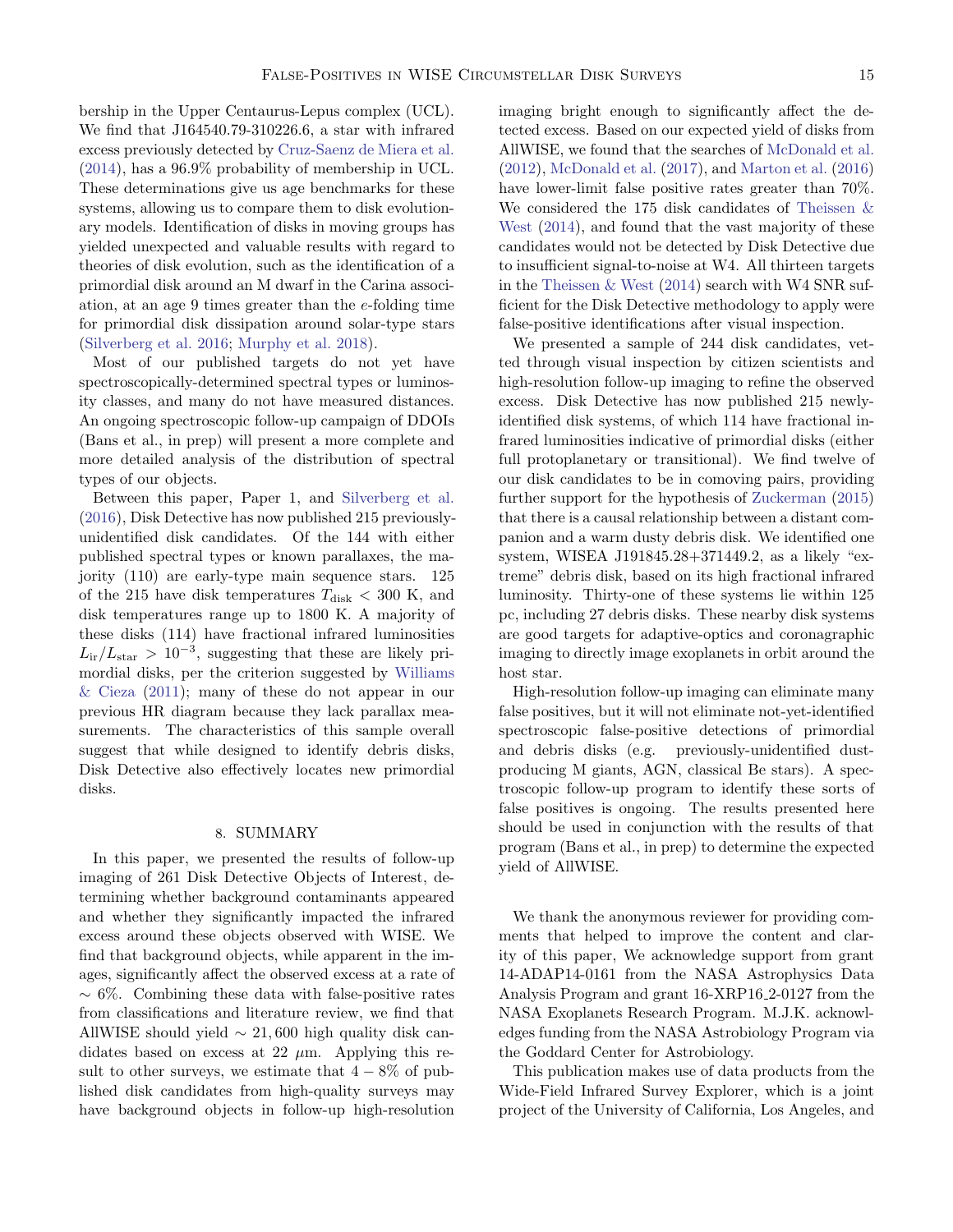bership in the Upper Centaurus-Lepus complex (UCL). We find that J164540.79-310226.6, a star with infrared excess previously detected by Cruz-Saenz de Miera et al. (2014), has a 96.9% probability of membership in UCL. These determinations give us age benchmarks for these systems, allowing us to compare them to disk evolutionary models. Identification of disks in moving groups has yielded unexpected and valuable results with regard to theories of disk evolution, such as the identification of a primordial disk around an M dwarf in the Carina association, at an age 9 times greater than the $e$-folding time for primordial disk dissipation around solar-type stars (Silverberg et al. 2016; Murphy et al. 2018).

Most of our published targets do not yet have spectroscopically-determined spectral types or luminosity classes, and many do not have measured distances. An ongoing spectroscopic follow-up campaign of DDOIs (Bans et al., in prep) will present a more complete and more detailed analysis of the distribution of spectral types of our objects.

Between this paper, Paper 1, and Silverberg et al. (2016), Disk Detective has now published 215 previously-unidentified disk candidates. Of the 144 with either published spectral types or known parallaxes, the majority (110) are early-type main sequence stars. 125 of the 215 have disk temperatures $T_{\rm disk} < 300$ K, and disk temperatures range up to 1800 K. A majority of these disks (114) have fractional infrared luminosities $L_{\rm ir}/L_{\rm star} > 10^{-3}$, suggesting that these are likely primordial disks, per the criterion suggested by Williams & Cieza (2011); many of these do not appear in our previous HR diagram because they lack parallax measurements. The characteristics of this sample overall suggest that while designed to identify debris disks, Disk Detective also effectively locates new primordial disks.

## 8. SUMMARY

In this paper, we presented the results of follow-up imaging of 261 Disk Detective Objects of Interest, determining whether background contaminants appeared and whether they significantly impacted the infrared excess around these objects observed with WISE. We find that background objects, while apparent in the images, significantly affect the observed excess at a rate of $\sim 6\%$. Combining these data with false-positive rates from classifications and literature review, we find that AllWISE should yield $\sim 21,600$ high quality disk candidates based on excess at 22 $\mu$m. Applying this result to other surveys, we estimate that $4-8\%$ of published disk candidates from high-quality surveys may have background objects in follow-up high-resolution imaging bright enough to significantly affect the detected excess. Based on our expected yield of disks from AllWISE, we found that the searches of McDonald et al. (2012), McDonald et al. (2017), and Marton et al. (2016) have lower-limit false positive rates greater than 70%. We considered the 175 disk candidates of Theissen & West (2014), and found that the vast majority of these candidates would not be detected by Disk Detective due to insufficient signal-to-noise at W4. All thirteen targets in the Theissen & West (2014) search with W4 SNR sufficient for the Disk Detective methodology to apply were false-positive identifications after visual inspection.

We presented a sample of 244 disk candidates, vetted through visual inspection by citizen scientists and high-resolution follow-up imaging to refine the observed excess. Disk Detective has now published 215 newly-identified disk systems, of which 114 have fractional infrared luminosities indicative of primordial disks (either full protoplanetary or transitional). We find twelve of our disk candidates to be in comoving pairs, providing further support for the hypothesis of Zuckerman (2015) that there is a causal relationship between a distant companion and a warm dusty debris disk. We identified one system, WISEA J191845.28+371449.2, as a likely "extreme" debris disk, based on its high fractional infrared luminosity. Thirty-one of these systems lie within 125 pc, including 27 debris disks. These nearby disk systems are good targets for adaptive-optics and coronagraphic imaging to directly image exoplanets in orbit around the host star.

High-resolution follow-up imaging can eliminate many false positives, but it will not eliminate not-yet-identified spectroscopic false-positive detections of primordial and debris disks (e.g. previously-unidentified dust-producing M giants, AGN, classical Be stars). A spectroscopic follow-up program to identify these sorts of false positives is ongoing. The results presented here should be used in conjunction with the results of that program (Bans et al., in prep) to determine the expected yield of AllWISE.

We thank the anonymous reviewer for providing comments that helped to improve the content and clarity of this paper, We acknowledge support from grant 14-ADAP14-0161 from the NASA Astrophysics Data Analysis Program and grant 16-XRP16_2-0127 from the NASA Exoplanets Research Program. M.J.K. acknowledges funding from the NASA Astrobiology Program via the Goddard Center for Astrobiology.

This publication makes use of data products from the Wide-Field Infrared Survey Explorer, which is a joint project of the University of California, Los Angeles, and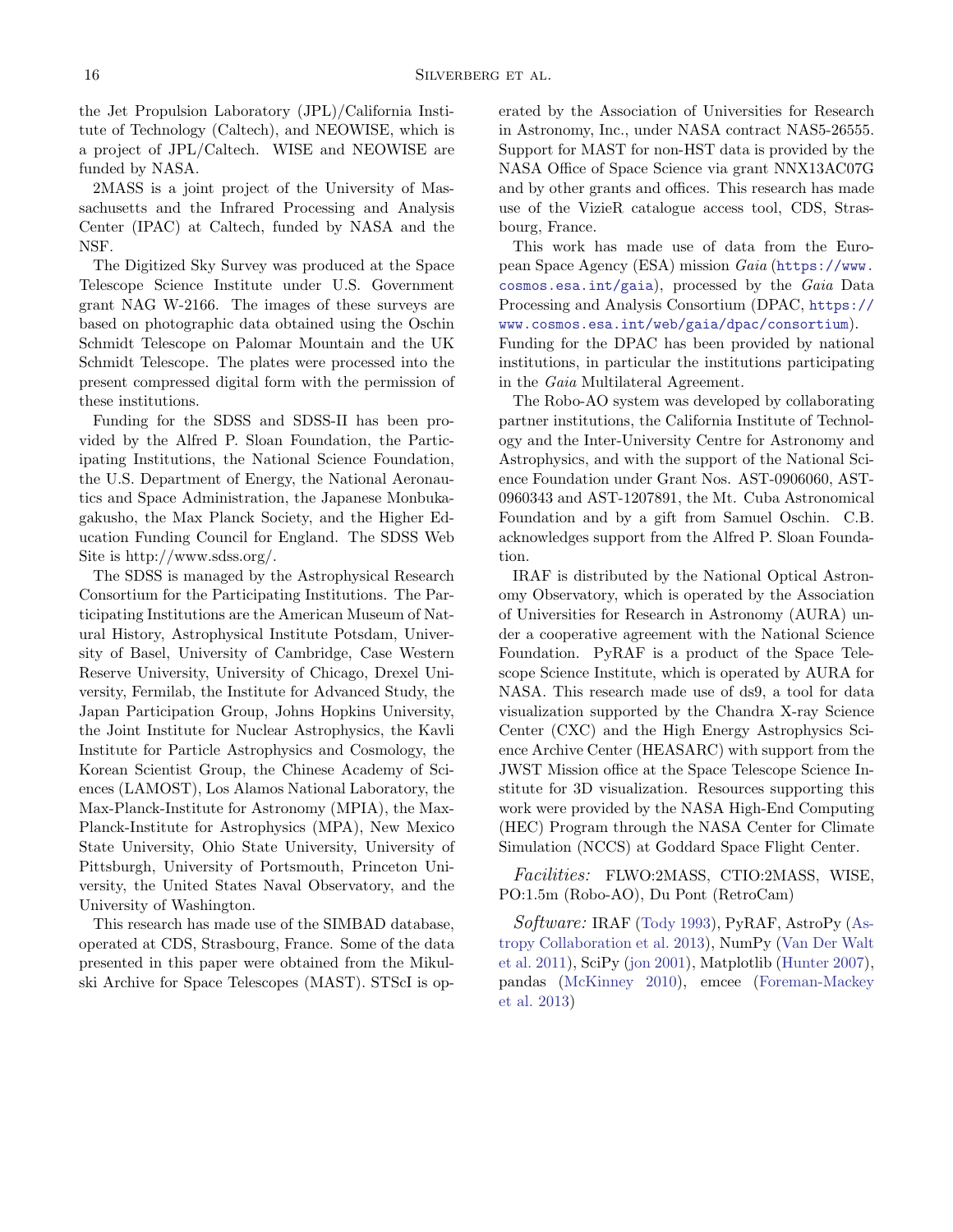the Jet Propulsion Laboratory (JPL)/California Institute of Technology (Caltech), and NEOWISE, which is a project of JPL/Caltech. WISE and NEOWISE are funded by NASA.

2MASS is a joint project of the University of Massachusetts and the Infrared Processing and Analysis Center (IPAC) at Caltech, funded by NASA and the NSF.

The Digitized Sky Survey was produced at the Space Telescope Science Institute under U.S. Government grant NAG W-2166. The images of these surveys are based on photographic data obtained using the Oschin Schmidt Telescope on Palomar Mountain and the UK Schmidt Telescope. The plates were processed into the present compressed digital form with the permission of these institutions.

Funding for the SDSS and SDSS-II has been provided by the Alfred P. Sloan Foundation, the Participating Institutions, the National Science Foundation, the U.S. Department of Energy, the National Aeronautics and Space Administration, the Japanese Monbukagakusho, the Max Planck Society, and the Higher Education Funding Council for England. The SDSS Web Site is http://www.sdss.org/.

The SDSS is managed by the Astrophysical Research Consortium for the Participating Institutions. The Participating Institutions are the American Museum of Natural History, Astrophysical Institute Potsdam, University of Basel, University of Cambridge, Case Western Reserve University, University of Chicago, Drexel University, Fermilab, the Institute for Advanced Study, the Japan Participation Group, Johns Hopkins University, the Joint Institute for Nuclear Astrophysics, the Kavli Institute for Particle Astrophysics and Cosmology, the Korean Scientist Group, the Chinese Academy of Sciences (LAMOST), Los Alamos National Laboratory, the Max-Planck-Institute for Astronomy (MPIA), the Max-Planck-Institute for Astrophysics (MPA), New Mexico State University, Ohio State University, University of Pittsburgh, University of Portsmouth, Princeton University, the United States Naval Observatory, and the University of Washington.

This research has made use of the SIMBAD database, operated at CDS, Strasbourg, France. Some of the data presented in this paper were obtained from the Mikulski Archive for Space Telescopes (MAST). STScI is operated by the Association of Universities for Research in Astronomy, Inc., under NASA contract NAS5-26555. Support for MAST for non-HST data is provided by the NASA Office of Space Science via grant NNX13AC07G and by other grants and offices. This research has made use of the VizieR catalogue access tool, CDS, Strasbourg, France.

This work has made use of data from the European Space Agency (ESA) mission *Gaia* (https://www.cosmos.esa.int/gaia), processed by the *Gaia* Data Processing and Analysis Consortium (DPAC, https://www.cosmos.esa.int/web/gaia/dpac/consortium). Funding for the DPAC has been provided by national institutions, in particular the institutions participating in the *Gaia* Multilateral Agreement.

The Robo-AO system was developed by collaborating partner institutions, the California Institute of Technology and the Inter-University Centre for Astronomy and Astrophysics, and with the support of the National Science Foundation under Grant Nos. AST-0906060, AST-0960343 and AST-1207891, the Mt. Cuba Astronomical Foundation and by a gift from Samuel Oschin. C.B. acknowledges support from the Alfred P. Sloan Foundation.

IRAF is distributed by the National Optical Astronomy Observatory, which is operated by the Association of Universities for Research in Astronomy (AURA) under a cooperative agreement with the National Science Foundation. PyRAF is a product of the Space Telescope Science Institute, which is operated by AURA for NASA. This research made use of ds9, a tool for data visualization supported by the Chandra X-ray Science Center (CXC) and the High Energy Astrophysics Science Archive Center (HEASARC) with support from the JWST Mission office at the Space Telescope Science Institute for 3D visualization. Resources supporting this work were provided by the NASA High-End Computing (HEC) Program through the NASA Center for Climate Simulation (NCCS) at Goddard Space Flight Center.

*Facilities:* FLWO:2MASS, CTIO:2MASS, WISE, PO:1.5m (Robo-AO), Du Pont (RetroCam)

*Software:* IRAF (Tody 1993), PyRAF, AstroPy (Astropy Collaboration et al. 2013), NumPy (Van Der Walt et al. 2011), SciPy (jon 2001), Matplotlib (Hunter 2007), pandas (McKinney 2010), emcee (Foreman-Mackey et al. 2013)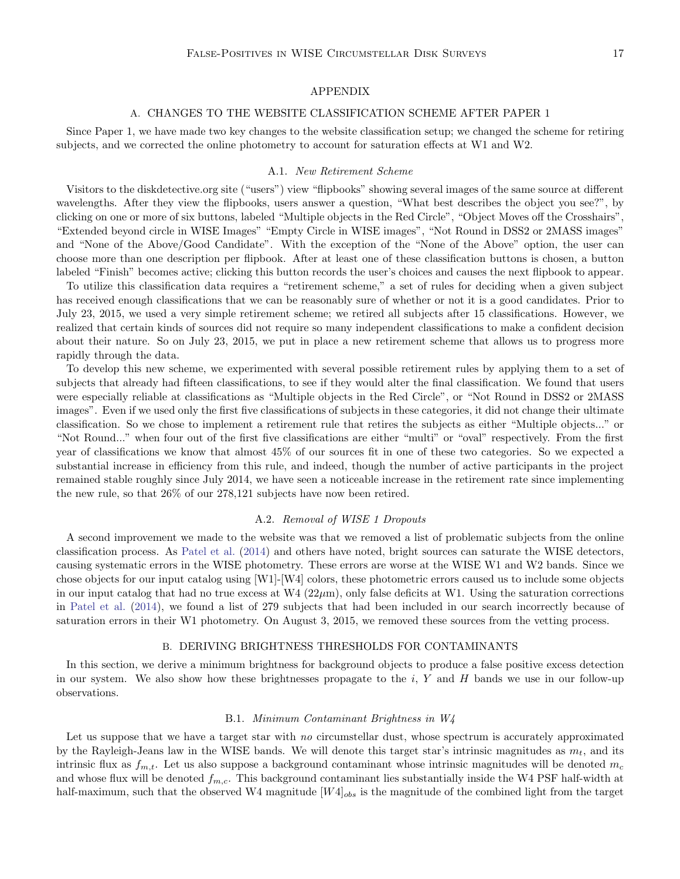# APPENDIX

## A. CHANGES TO THE WEBSITE CLASSIFICATION SCHEME AFTER PAPER 1

Since Paper 1, we have made two key changes to the website classification setup; we changed the scheme for retiring subjects, and we corrected the online photometry to account for saturation effects at W1 and W2.

### A.1. *New Retirement Scheme*

Visitors to the diskdetective.org site ("users") view "flipbooks" showing several images of the same source at different wavelengths. After they view the flipbooks, users answer a question, "What best describes the object you see?", by clicking on one or more of six buttons, labeled "Multiple objects in the Red Circle", "Object Moves off the Crosshairs", "Extended beyond circle in WISE Images" "Empty Circle in WISE images", "Not Round in DSS2 or 2MASS images" and "None of the Above/Good Candidate". With the exception of the "None of the Above" option, the user can choose more than one description per flipbook. After at least one of these classification buttons is chosen, a button labeled "Finish" becomes active; clicking this button records the user's choices and causes the next flipbook to appear.

To utilize this classification data requires a "retirement scheme," a set of rules for deciding when a given subject has received enough classifications that we can be reasonably sure of whether or not it is a good candidates. Prior to July 23, 2015, we used a very simple retirement scheme; we retired all subjects after 15 classifications. However, we realized that certain kinds of sources did not require so many independent classifications to make a confident decision about their nature. So on July 23, 2015, we put in place a new retirement scheme that allows us to progress more rapidly through the data.

To develop this new scheme, we experimented with several possible retirement rules by applying them to a set of subjects that already had fifteen classifications, to see if they would alter the final classification. We found that users were especially reliable at classifications as "Multiple objects in the Red Circle", or "Not Round in DSS2 or 2MASS images". Even if we used only the first five classifications of subjects in these categories, it did not change their ultimate classification. So we chose to implement a retirement rule that retires the subjects as either "Multiple objects..." or "Not Round..." when four out of the first five classifications are either "multi" or "oval" respectively. From the first year of classifications we know that almost 45% of our sources fit in one of these two categories. So we expected a substantial increase in efficiency from this rule, and indeed, though the number of active participants in the project remained stable roughly since July 2014, we have seen a noticeable increase in the retirement rate since implementing the new rule, so that 26% of our 278,121 subjects have now been retired.

### A.2. *Removal of WISE 1 Dropouts*

A second improvement we made to the website was that we removed a list of problematic subjects from the online classification process. As Patel et al. (2014) and others have noted, bright sources can saturate the WISE detectors, causing systematic errors in the WISE photometry. These errors are worse at the WISE W1 and W2 bands. Since we chose objects for our input catalog using [W1]-[W4] colors, these photometric errors caused us to include some objects in our input catalog that had no true excess at W4 (22$\mu$m), only false deficits at W1. Using the saturation corrections in Patel et al. (2014), we found a list of 279 subjects that had been included in our search incorrectly because of saturation errors in their W1 photometry. On August 3, 2015, we removed these sources from the vetting process.

## B. DERIVING BRIGHTNESS THRESHOLDS FOR CONTAMINANTS

In this section, we derive a minimum brightness for background objects to produce a false positive excess detection in our system. We also show how these brightnesses propagate to the $i$, $Y$ and $H$ bands we use in our follow-up observations.

### B.1. *Minimum Contaminant Brightness in W4*

Let us suppose that we have a target star with *no* circumstellar dust, whose spectrum is accurately approximated by the Rayleigh-Jeans law in the WISE bands. We will denote this target star's intrinsic magnitudes as $m_t$, and its intrinsic flux as $f_{m,t}$. Let us also suppose a background contaminant whose intrinsic magnitudes will be denoted $m_c$ and whose flux will be denoted $f_{m,c}$. This background contaminant lies substantially inside the W4 PSF half-width at half-maximum, such that the observed W4 magnitude $[W4]_{obs}$ is the magnitude of the combined light from the target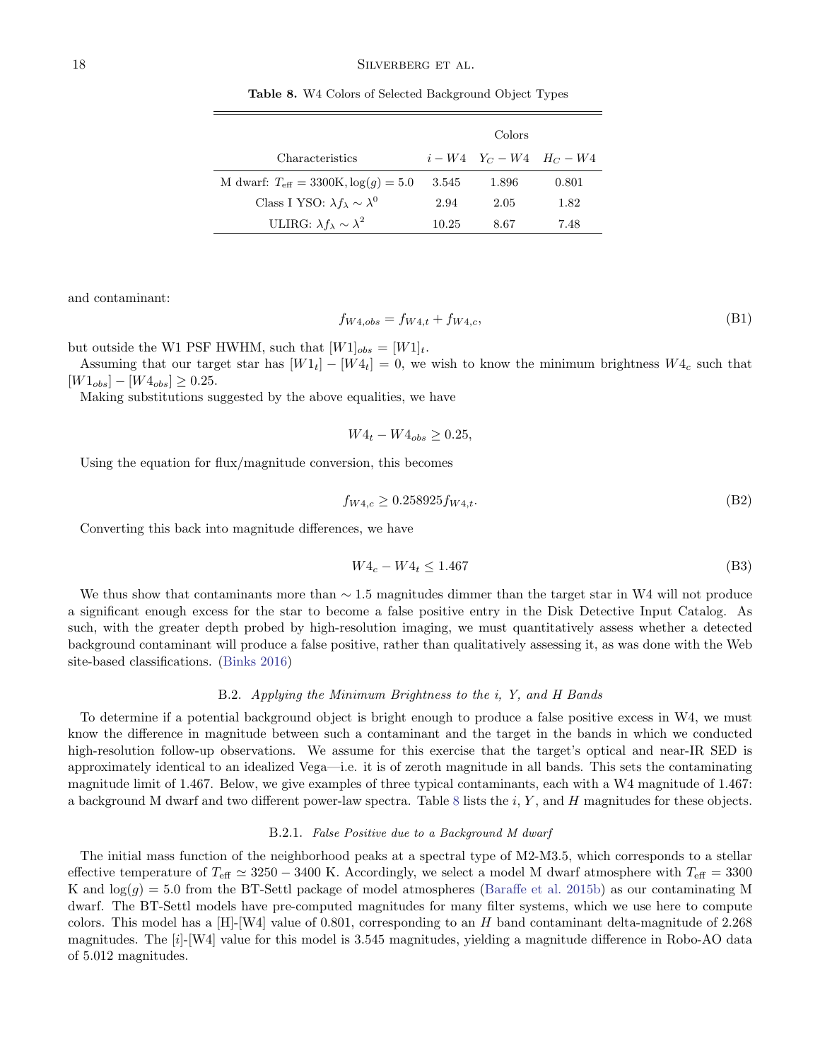**Table 8.** W4 Colors of Selected Background Object Types

| | Colors | | |
|---|---|---|---|
| Characteristics | $i - W4$ | $Y_C - W4$ | $H_C - W4$ |
| M dwarf: $T_{\rm eff} = 3300{\rm K}, \log(g) = 5.0$ | 3.545 | 1.896 | 0.801 |
| Class I YSO: $\lambda f_\lambda \sim \lambda^0$ | 2.94 | 2.05 | 1.82 |
| ULIRG: $\lambda f_\lambda \sim \lambda^2$ | 10.25 | 8.67 | 7.48 |

and contaminant:

$$f_{W4,obs} = f_{W4,t} + f_{W4,c}, \tag{B1}$$

but outside the W1 PSF HWHM, such that $[W1]_{obs} = [W1]_t$.

Assuming that our target star has $[W1_t] - [W4_t] = 0$, we wish to know the minimum brightness $W4_c$ such that $[W1_{obs}] - [W4_{obs}] \geq 0.25$.

Making substitutions suggested by the above equalities, we have

$$W4_t - W4_{obs} \geq 0.25,$$

Using the equation for flux/magnitude conversion, this becomes

$$f_{W4,c} \geq 0.258925 f_{W4,t}. \tag{B2}$$

Converting this back into magnitude differences, we have

$$W4_c - W4_t \leq 1.467 \tag{B3}$$

We thus show that contaminants more than $\sim 1.5$ magnitudes dimmer than the target star in W4 will not produce a significant enough excess for the star to become a false positive entry in the Disk Detective Input Catalog. As such, with the greater depth probed by high-resolution imaging, we must quantitatively assess whether a detected background contaminant will produce a false positive, rather than qualitatively assessing it, as was done with the Web site-based classifications. (Binks 2016)

### B.2. *Applying the Minimum Brightness to the i, Y, and H Bands*

To determine if a potential background object is bright enough to produce a false positive excess in W4, we must know the difference in magnitude between such a contaminant and the target in the bands in which we conducted high-resolution follow-up observations. We assume for this exercise that the target's optical and near-IR SED is approximately identical to an idealized Vega—i.e. it is of zeroth magnitude in all bands. This sets the contaminating magnitude limit of 1.467. Below, we give examples of three typical contaminants, each with a W4 magnitude of 1.467: a background M dwarf and two different power-law spectra. Table 8 lists the $i$, $Y$, and $H$ magnitudes for these objects.

#### B.2.1. *False Positive due to a Background M dwarf*

The initial mass function of the neighborhood peaks at a spectral type of M2-M3.5, which corresponds to a stellar effective temperature of $T_{\rm eff} \simeq 3250 - 3400$ K. Accordingly, we select a model M dwarf atmosphere with $T_{\rm eff} = 3300$ K and $\log(g) = 5.0$ from the BT-Settl package of model atmospheres (Baraffe et al. 2015b) as our contaminating M dwarf. The BT-Settl models have pre-computed magnitudes for many filter systems, which we use here to compute colors. This model has a [H]-[W4] value of 0.801, corresponding to an $H$ band contaminant delta-magnitude of 2.268 magnitudes. The [$i$]-[W4] value for this model is 3.545 magnitudes, yielding a magnitude difference in Robo-AO data of 5.012 magnitudes.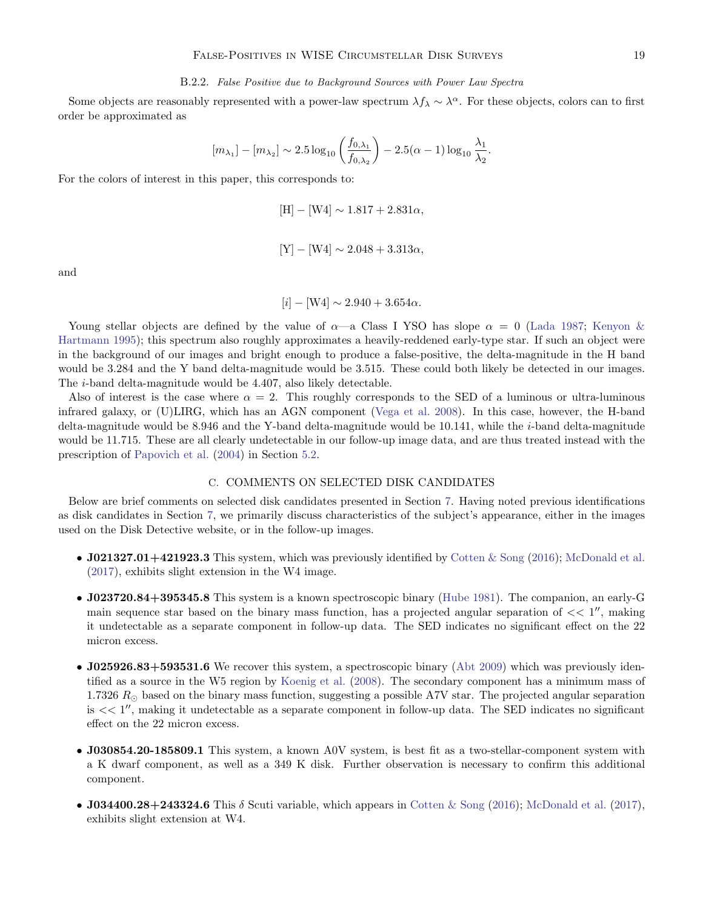#### B.2.2. *False Positive due to Background Sources with Power Law Spectra*

Some objects are reasonably represented with a power-law spectrum $\lambda f_\lambda \sim \lambda^\alpha$. For these objects, colors can to first order be approximated as

$$[m_{\lambda_1}] - [m_{\lambda_2}] \sim 2.5 \log_{10}\left(\frac{f_{0,\lambda_1}}{f_{0,\lambda_2}}\right) - 2.5(\alpha - 1)\log_{10}\frac{\lambda_1}{\lambda_2}.$$

For the colors of interest in this paper, this corresponds to:

$$[\mathrm{H}] - [\mathrm{W4}] \sim 1.817 + 2.831\alpha,$$

$$[\mathrm{Y}] - [\mathrm{W4}] \sim 2.048 + 3.313\alpha,$$

and

$$[i] - [\mathrm{W4}] \sim 2.940 + 3.654\alpha.$$

Young stellar objects are defined by the value of $\alpha$—a Class I YSO has slope $\alpha = 0$ (Lada 1987; Kenyon & Hartmann 1995); this spectrum also roughly approximates a heavily-reddened early-type star. If such an object were in the background of our images and bright enough to produce a false-positive, the delta-magnitude in the H band would be 3.284 and the Y band delta-magnitude would be 3.515. These could both likely be detected in our images. The $i$-band delta-magnitude would be 4.407, also likely detectable.

Also of interest is the case where $\alpha = 2$. This roughly corresponds to the SED of a luminous or ultra-luminous infrared galaxy, or (U)LIRG, which has an AGN component (Vega et al. 2008). In this case, however, the H-band delta-magnitude would be 8.946 and the Y-band delta-magnitude would be 10.141, while the $i$-band delta-magnitude would be 11.715. These are all clearly undetectable in our follow-up image data, and are thus treated instead with the prescription of Papovich et al. (2004) in Section 5.2.

## C. COMMENTS ON SELECTED DISK CANDIDATES

Below are brief comments on selected disk candidates presented in Section 7. Having noted previous identifications as disk candidates in Section 7, we primarily discuss characteristics of the subject's appearance, either in the images used on the Disk Detective website, or in the follow-up images.

- **J021327.01+421923.3** This system, which was previously identified by Cotten & Song (2016); McDonald et al. (2017), exhibits slight extension in the W4 image.
- **J023720.84+395345.8** This system is a known spectroscopic binary (Hube 1981). The companion, an early-G main sequence star based on the binary mass function, has a projected angular separation of $<< 1''$, making it undetectable as a separate component in follow-up data. The SED indicates no significant effect on the 22 micron excess.
- **J025926.83+593531.6** We recover this system, a spectroscopic binary (Abt 2009) which was previously identified as a source in the W5 region by Koenig et al. (2008). The secondary component has a minimum mass of 1.7326 $R_\odot$ based on the binary mass function, suggesting a possible A7V star. The projected angular separation is $<< 1''$, making it undetectable as a separate component in follow-up data. The SED indicates no significant effect on the 22 micron excess.
- **J030854.20-185809.1** This system, a known A0V system, is best fit as a two-stellar-component system with a K dwarf component, as well as a 349 K disk. Further observation is necessary to confirm this additional component.
- **J034400.28+243324.6** This $\delta$ Scuti variable, which appears in Cotten & Song (2016); McDonald et al. (2017), exhibits slight extension at W4.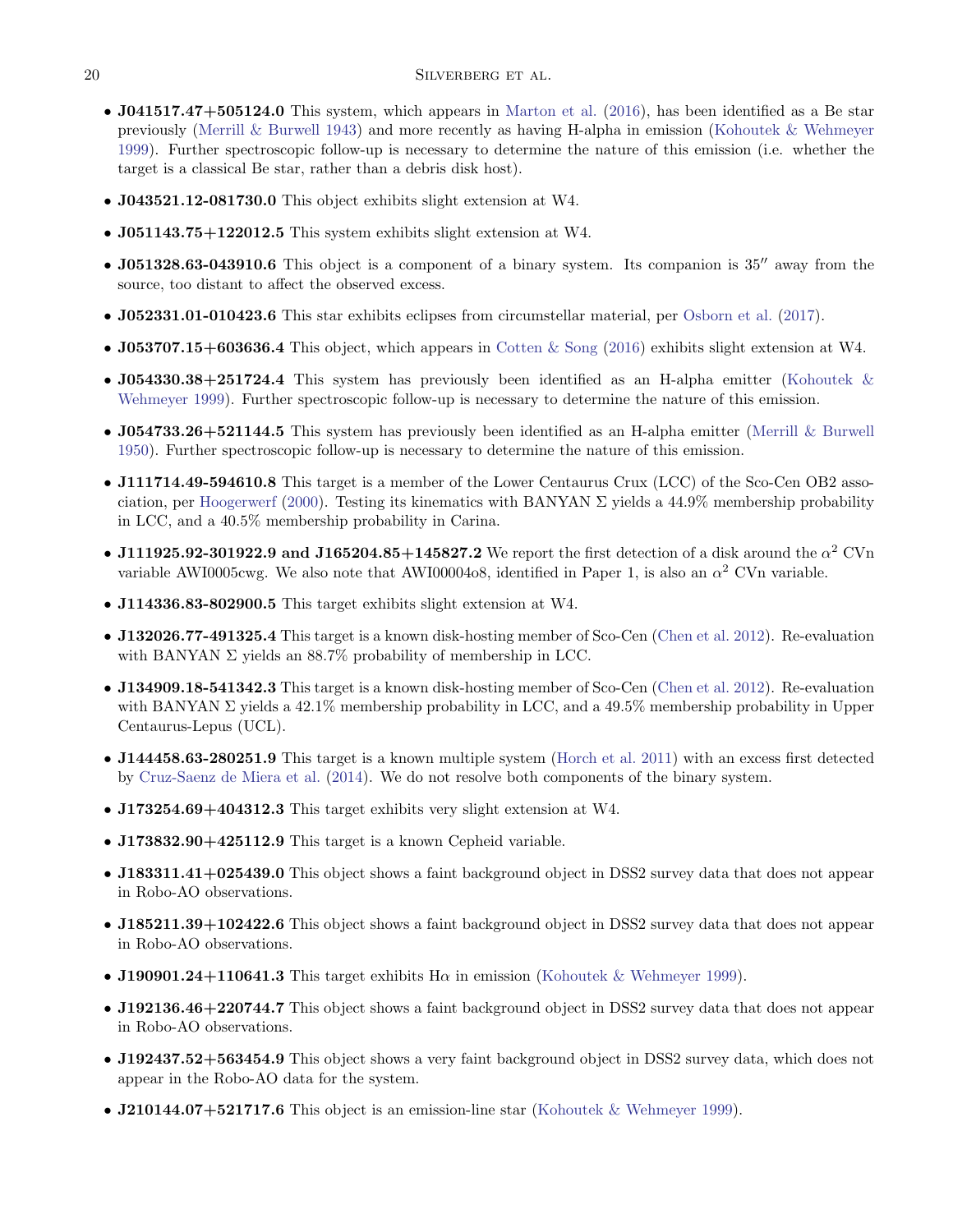- **J041517.47+505124.0** This system, which appears in Marton et al. (2016), has been identified as a Be star previously (Merrill & Burwell 1943) and more recently as having H-alpha in emission (Kohoutek & Wehmeyer 1999). Further spectroscopic follow-up is necessary to determine the nature of this emission (i.e. whether the target is a classical Be star, rather than a debris disk host).

- **J043521.12-081730.0** This object exhibits slight extension at W4.

- **J051143.75+122012.5** This system exhibits slight extension at W4.

- **J051328.63-043910.6** This object is a component of a binary system. Its companion is 35″ away from the source, too distant to affect the observed excess.

- **J052331.01-010423.6** This star exhibits eclipses from circumstellar material, per Osborn et al. (2017).

- **J053707.15+603636.4** This object, which appears in Cotten & Song (2016) exhibits slight extension at W4.

- **J054330.38+251724.4** This system has previously been identified as an H-alpha emitter (Kohoutek & Wehmeyer 1999). Further spectroscopic follow-up is necessary to determine the nature of this emission.

- **J054733.26+521144.5** This system has previously been identified as an H-alpha emitter (Merrill & Burwell 1950). Further spectroscopic follow-up is necessary to determine the nature of this emission.

- **J111714.49-594610.8** This target is a member of the Lower Centaurus Crux (LCC) of the Sco-Cen OB2 association, per Hoogerwerf (2000). Testing its kinematics with BANYAN $\Sigma$ yields a 44.9% membership probability in LCC, and a 40.5% membership probability in Carina.

- **J111925.92-301922.9 and J165204.85+145827.2** We report the first detection of a disk around the $\alpha^2$ CVn variable AWI0005cwg. We also note that AWI00004o8, identified in Paper 1, is also an $\alpha^2$ CVn variable.

- **J114336.83-802900.5** This target exhibits slight extension at W4.

- **J132026.77-491325.4** This target is a known disk-hosting member of Sco-Cen (Chen et al. 2012). Re-evaluation with BANYAN $\Sigma$ yields an 88.7% probability of membership in LCC.

- **J134909.18-541342.3** This target is a known disk-hosting member of Sco-Cen (Chen et al. 2012). Re-evaluation with BANYAN $\Sigma$ yields a 42.1% membership probability in LCC, and a 49.5% membership probability in Upper Centaurus-Lepus (UCL).

- **J144458.63-280251.9** This target is a known multiple system (Horch et al. 2011) with an excess first detected by Cruz-Saenz de Miera et al. (2014). We do not resolve both components of the binary system.

- **J173254.69+404312.3** This target exhibits very slight extension at W4.

- **J173832.90+425112.9** This target is a known Cepheid variable.

- **J183311.41+025439.0** This object shows a faint background object in DSS2 survey data that does not appear in Robo-AO observations.

- **J185211.39+102422.6** This object shows a faint background object in DSS2 survey data that does not appear in Robo-AO observations.

- **J190901.24+110641.3** This target exhibits H$\alpha$ in emission (Kohoutek & Wehmeyer 1999).

- **J192136.46+220744.7** This object shows a faint background object in DSS2 survey data that does not appear in Robo-AO observations.

- **J192437.52+563454.9** This object shows a very faint background object in DSS2 survey data, which does not appear in the Robo-AO data for the system.

- **J210144.07+521717.6** This object is an emission-line star (Kohoutek & Wehmeyer 1999).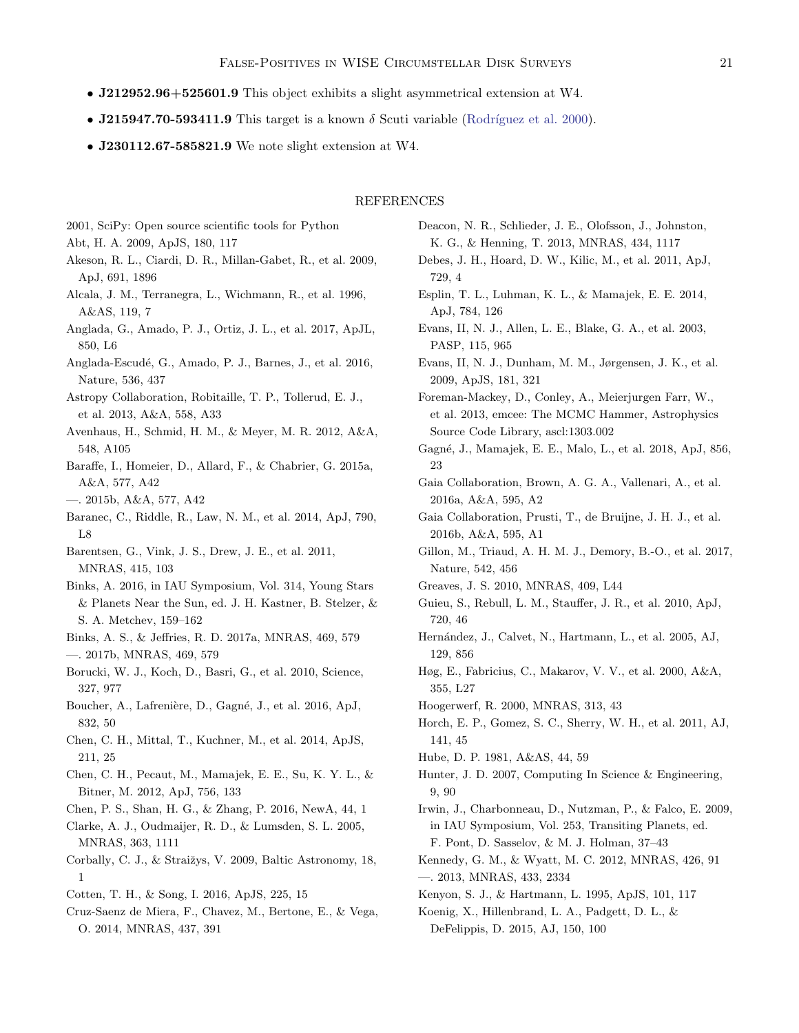- **J212952.96+525601.9** This object exhibits a slight asymmetrical extension at W4.
- **J215947.70-593411.9** This target is a known $\delta$ Scuti variable (Rodríguez et al. 2000).
- **J230112.67-585821.9** We note slight extension at W4.

## REFERENCES

2001, SciPy: Open source scientific tools for Python

Abt, H. A. 2009, ApJS, 180, 117

Akeson, R. L., Ciardi, D. R., Millan-Gabet, R., et al. 2009, ApJ, 691, 1896

Alcala, J. M., Terranegra, L., Wichmann, R., et al. 1996, A&AS, 119, 7

Anglada, G., Amado, P. J., Ortiz, J. L., et al. 2017, ApJL, 850, L6

Anglada-Escudé, G., Amado, P. J., Barnes, J., et al. 2016, Nature, 536, 437

Astropy Collaboration, Robitaille, T. P., Tollerud, E. J., et al. 2013, A&A, 558, A33

Avenhaus, H., Schmid, H. M., & Meyer, M. R. 2012, A&A, 548, A105

Baraffe, I., Homeier, D., Allard, F., & Chabrier, G. 2015a, A&A, 577, A42

—. 2015b, A&A, 577, A42

Baranec, C., Riddle, R., Law, N. M., et al. 2014, ApJ, 790, L8

Barentsen, G., Vink, J. S., Drew, J. E., et al. 2011, MNRAS, 415, 103

Binks, A. 2016, in IAU Symposium, Vol. 314, Young Stars & Planets Near the Sun, ed. J. H. Kastner, B. Stelzer, & S. A. Metchev, 159–162

Binks, A. S., & Jeffries, R. D. 2017a, MNRAS, 469, 579

—. 2017b, MNRAS, 469, 579

Borucki, W. J., Koch, D., Basri, G., et al. 2010, Science, 327, 977

Boucher, A., Lafrenière, D., Gagné, J., et al. 2016, ApJ, 832, 50

Chen, C. H., Mittal, T., Kuchner, M., et al. 2014, ApJS, 211, 25

Chen, C. H., Pecaut, M., Mamajek, E. E., Su, K. Y. L., & Bitner, M. 2012, ApJ, 756, 133

Chen, P. S., Shan, H. G., & Zhang, P. 2016, NewA, 44, 1

Clarke, A. J., Oudmaijer, R. D., & Lumsden, S. L. 2005, MNRAS, 363, 1111

Corbally, C. J., & Straižys, V. 2009, Baltic Astronomy, 18, 1

Cotten, T. H., & Song, I. 2016, ApJS, 225, 15

Cruz-Saenz de Miera, F., Chavez, M., Bertone, E., & Vega, O. 2014, MNRAS, 437, 391

Deacon, N. R., Schlieder, J. E., Olofsson, J., Johnston, K. G., & Henning, T. 2013, MNRAS, 434, 1117

Debes, J. H., Hoard, D. W., Kilic, M., et al. 2011, ApJ, 729, 4

Esplin, T. L., Luhman, K. L., & Mamajek, E. E. 2014, ApJ, 784, 126

Evans, II, N. J., Allen, L. E., Blake, G. A., et al. 2003, PASP, 115, 965

Evans, II, N. J., Dunham, M. M., Jørgensen, J. K., et al. 2009, ApJS, 181, 321

Foreman-Mackey, D., Conley, A., Meierjurgen Farr, W., et al. 2013, emcee: The MCMC Hammer, Astrophysics Source Code Library, ascl:1303.002

Gagné, J., Mamajek, E. E., Malo, L., et al. 2018, ApJ, 856, 23

Gaia Collaboration, Brown, A. G. A., Vallenari, A., et al. 2016a, A&A, 595, A2

Gaia Collaboration, Prusti, T., de Bruijne, J. H. J., et al. 2016b, A&A, 595, A1

Gillon, M., Triaud, A. H. M. J., Demory, B.-O., et al. 2017, Nature, 542, 456

Greaves, J. S. 2010, MNRAS, 409, L44

Guieu, S., Rebull, L. M., Stauffer, J. R., et al. 2010, ApJ, 720, 46

Hernández, J., Calvet, N., Hartmann, L., et al. 2005, AJ, 129, 856

Høg, E., Fabricius, C., Makarov, V. V., et al. 2000, A&A, 355, L27

Hoogerwerf, R. 2000, MNRAS, 313, 43

Horch, E. P., Gomez, S. C., Sherry, W. H., et al. 2011, AJ, 141, 45

Hube, D. P. 1981, A&AS, 44, 59

Hunter, J. D. 2007, Computing In Science & Engineering, 9, 90

Irwin, J., Charbonneau, D., Nutzman, P., & Falco, E. 2009, in IAU Symposium, Vol. 253, Transiting Planets, ed. F. Pont, D. Sasselov, & M. J. Holman, 37–43

Kennedy, G. M., & Wyatt, M. C. 2012, MNRAS, 426, 91

—. 2013, MNRAS, 433, 2334

Kenyon, S. J., & Hartmann, L. 1995, ApJS, 101, 117

Koenig, X., Hillenbrand, L. A., Padgett, D. L., & DeFelippis, D. 2015, AJ, 150, 100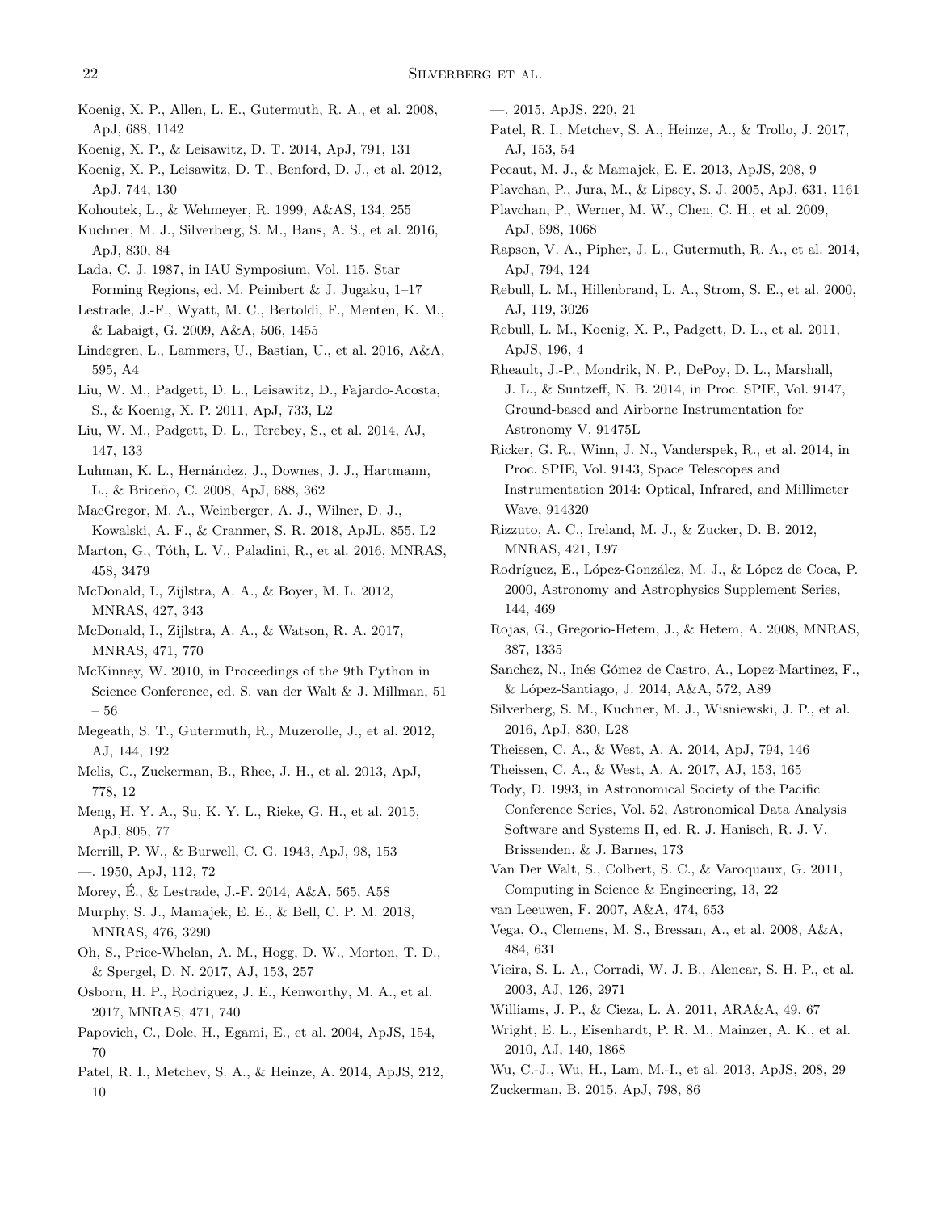Koenig, X. P., Allen, L. E., Gutermuth, R. A., et al. 2008, ApJ, 688, 1142

Koenig, X. P., & Leisawitz, D. T. 2014, ApJ, 791, 131

Koenig, X. P., Leisawitz, D. T., Benford, D. J., et al. 2012, ApJ, 744, 130

Kohoutek, L., & Wehmeyer, R. 1999, A&AS, 134, 255

Kuchner, M. J., Silverberg, S. M., Bans, A. S., et al. 2016, ApJ, 830, 84

Lada, C. J. 1987, in IAU Symposium, Vol. 115, Star Forming Regions, ed. M. Peimbert & J. Jugaku, 1–17

Lestrade, J.-F., Wyatt, M. C., Bertoldi, F., Menten, K. M., & Labaigt, G. 2009, A&A, 506, 1455

Lindegren, L., Lammers, U., Bastian, U., et al. 2016, A&A, 595, A4

Liu, W. M., Padgett, D. L., Leisawitz, D., Fajardo-Acosta, S., & Koenig, X. P. 2011, ApJ, 733, L2

Liu, W. M., Padgett, D. L., Terebey, S., et al. 2014, AJ, 147, 133

Luhman, K. L., Hernández, J., Downes, J. J., Hartmann, L., & Briceño, C. 2008, ApJ, 688, 362

MacGregor, M. A., Weinberger, A. J., Wilner, D. J., Kowalski, A. F., & Cranmer, S. R. 2018, ApJL, 855, L2

Marton, G., Tóth, L. V., Paladini, R., et al. 2016, MNRAS, 458, 3479

McDonald, I., Zijlstra, A. A., & Boyer, M. L. 2012, MNRAS, 427, 343

McDonald, I., Zijlstra, A. A., & Watson, R. A. 2017, MNRAS, 471, 770

McKinney, W. 2010, in Proceedings of the 9th Python in Science Conference, ed. S. van der Walt & J. Millman, 51 – 56

Megeath, S. T., Gutermuth, R., Muzerolle, J., et al. 2012, AJ, 144, 192

Melis, C., Zuckerman, B., Rhee, J. H., et al. 2013, ApJ, 778, 12

Meng, H. Y. A., Su, K. Y. L., Rieke, G. H., et al. 2015, ApJ, 805, 77

Merrill, P. W., & Burwell, C. G. 1943, ApJ, 98, 153

—. 1950, ApJ, 112, 72

Morey, É., & Lestrade, J.-F. 2014, A&A, 565, A58

Murphy, S. J., Mamajek, E. E., & Bell, C. P. M. 2018, MNRAS, 476, 3290

Oh, S., Price-Whelan, A. M., Hogg, D. W., Morton, T. D., & Spergel, D. N. 2017, AJ, 153, 257

Osborn, H. P., Rodriguez, J. E., Kenworthy, M. A., et al. 2017, MNRAS, 471, 740

Papovich, C., Dole, H., Egami, E., et al. 2004, ApJS, 154, 70

Patel, R. I., Metchev, S. A., & Heinze, A. 2014, ApJS, 212, 10

—. 2015, ApJS, 220, 21

Patel, R. I., Metchev, S. A., Heinze, A., & Trollo, J. 2017, AJ, 153, 54

Pecaut, M. J., & Mamajek, E. E. 2013, ApJS, 208, 9

Plavchan, P., Jura, M., & Lipscy, S. J. 2005, ApJ, 631, 1161

Plavchan, P., Werner, M. W., Chen, C. H., et al. 2009, ApJ, 698, 1068

Rapson, V. A., Pipher, J. L., Gutermuth, R. A., et al. 2014, ApJ, 794, 124

Rebull, L. M., Hillenbrand, L. A., Strom, S. E., et al. 2000, AJ, 119, 3026

Rebull, L. M., Koenig, X. P., Padgett, D. L., et al. 2011, ApJS, 196, 4

Rheault, J.-P., Mondrik, N. P., DePoy, D. L., Marshall, J. L., & Suntzeff, N. B. 2014, in Proc. SPIE, Vol. 9147, Ground-based and Airborne Instrumentation for Astronomy V, 91475L

Ricker, G. R., Winn, J. N., Vanderspek, R., et al. 2014, in Proc. SPIE, Vol. 9143, Space Telescopes and Instrumentation 2014: Optical, Infrared, and Millimeter Wave, 914320

Rizzuto, A. C., Ireland, M. J., & Zucker, D. B. 2012, MNRAS, 421, L97

Rodríguez, E., López-González, M. J., & López de Coca, P. 2000, Astronomy and Astrophysics Supplement Series, 144, 469

Rojas, G., Gregorio-Hetem, J., & Hetem, A. 2008, MNRAS, 387, 1335

Sanchez, N., Inés Gómez de Castro, A., Lopez-Martinez, F., & López-Santiago, J. 2014, A&A, 572, A89

Silverberg, S. M., Kuchner, M. J., Wisniewski, J. P., et al. 2016, ApJ, 830, L28

Theissen, C. A., & West, A. A. 2014, ApJ, 794, 146

Theissen, C. A., & West, A. A. 2017, AJ, 153, 165

Tody, D. 1993, in Astronomical Society of the Pacific Conference Series, Vol. 52, Astronomical Data Analysis Software and Systems II, ed. R. J. Hanisch, R. J. V. Brissenden, & J. Barnes, 173

Van Der Walt, S., Colbert, S. C., & Varoquaux, G. 2011, Computing in Science & Engineering, 13, 22

van Leeuwen, F. 2007, A&A, 474, 653

Vega, O., Clemens, M. S., Bressan, A., et al. 2008, A&A, 484, 631

Vieira, S. L. A., Corradi, W. J. B., Alencar, S. H. P., et al. 2003, AJ, 126, 2971

Williams, J. P., & Cieza, L. A. 2011, ARA&A, 49, 67

Wright, E. L., Eisenhardt, P. R. M., Mainzer, A. K., et al. 2010, AJ, 140, 1868

Wu, C.-J., Wu, H., Lam, M.-I., et al. 2013, ApJS, 208, 29

Zuckerman, B. 2015, ApJ, 798, 86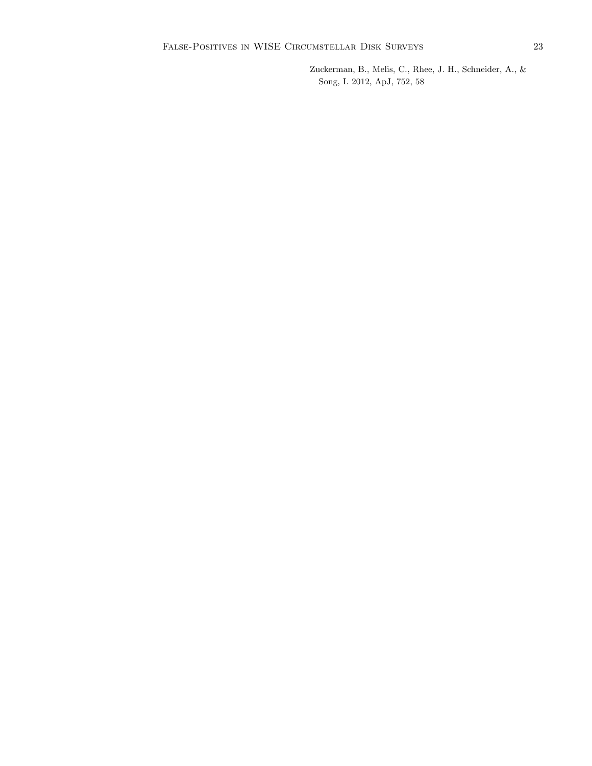Zuckerman, B., Melis, C., Rhee, J. H., Schneider, A., & Song, I. 2012, ApJ, 752, 58